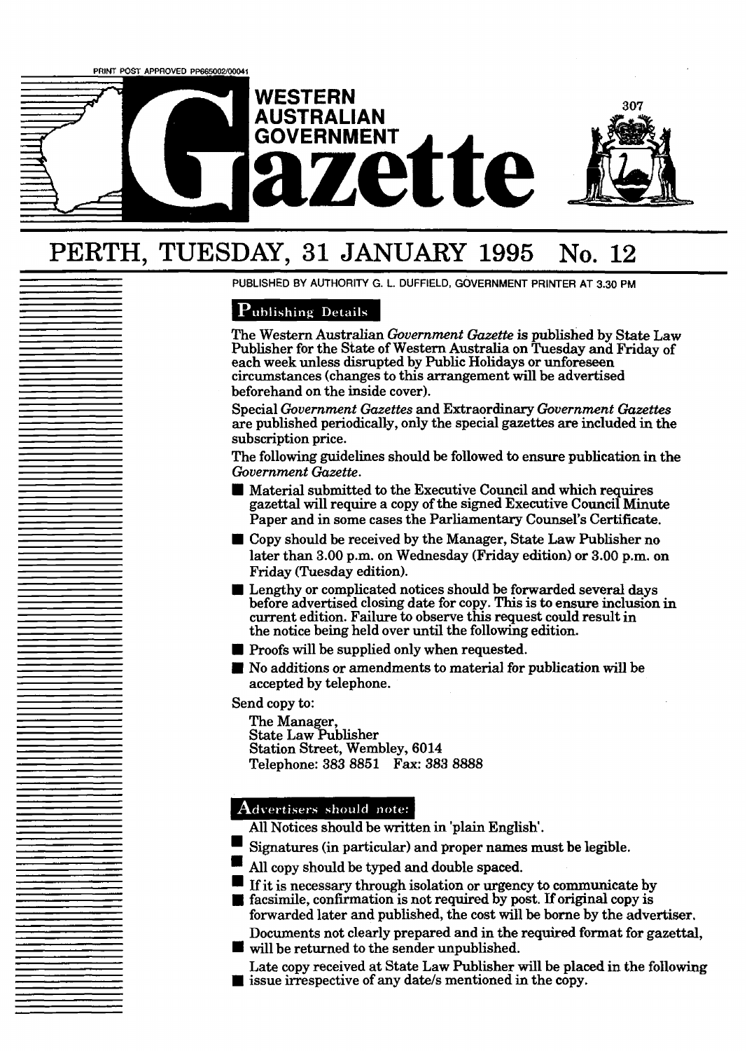PRINT POST APPROVED PP665002/00041

# WESTERN AUSTRALIAN GOVERNMENT Gazette

307

# PERTH, TUESDAY, 31 JANUARY 1995 No. 12

PUBLISHED BY AUTHORITY G. L. DUFFIELD, GOVERNMENT PRINTER AT 3.30 PM

## Publishing Details

The Western Australian *Government Gazette* is published by State Law Publisher for the State of Western Australia on Tuesday and Friday of each week unless disrupted by Public Holidays or unforeseen circumstances (changes to this arrangement will be advertised beforehand on the inside cover).

Special *Government Gazettes* and Extraordinary *Government Gazettes* are published periodically, only the special gazettes are included in the subscription price.

The following guidelines should be followed to ensure publication in the *Government Gazette*.

- Material submitted to the Executive Council and which requires gazettal will require a copy of the signed Executive Council Minute Paper and in some cases the Parliamentary Counsel's Certificate.
- Copy should be received by the Manager, State Law Publisher no later than 3.00 p.m. on Wednesday (Friday edition) or 3.00 p.m. on Friday (Tuesday edition).
- Lengthy or complicated notices should be forwarded several days before advertised closing date for copy. This is to ensure inclusion in current edition. Failure to observe this request could result in the notice being held over until the following edition.
- Proofs will be supplied only when requested.
- No additions or amendments to material for publication will be accepted by telephone.

Send copy to:

The Manager,
State Law Publisher
Station Street, Wembley, 6014
Telephone: 383 8851 Fax: 383 8888

## Advertisers should note:

All Notices should be written in 'plain English'.

- Signatures (in particular) and proper names must be legible.
- All copy should be typed and double spaced.
- If it is necessary through isolation or urgency to communicate by facsimile, confirmation is not required by post. If original copy is forwarded later and published, the cost will be borne by the advertiser.
- Documents not clearly prepared and in the required format for gazettal, will be returned to the sender unpublished.
- Late copy received at State Law Publisher will be placed in the following issue irrespective of any date/s mentioned in the copy.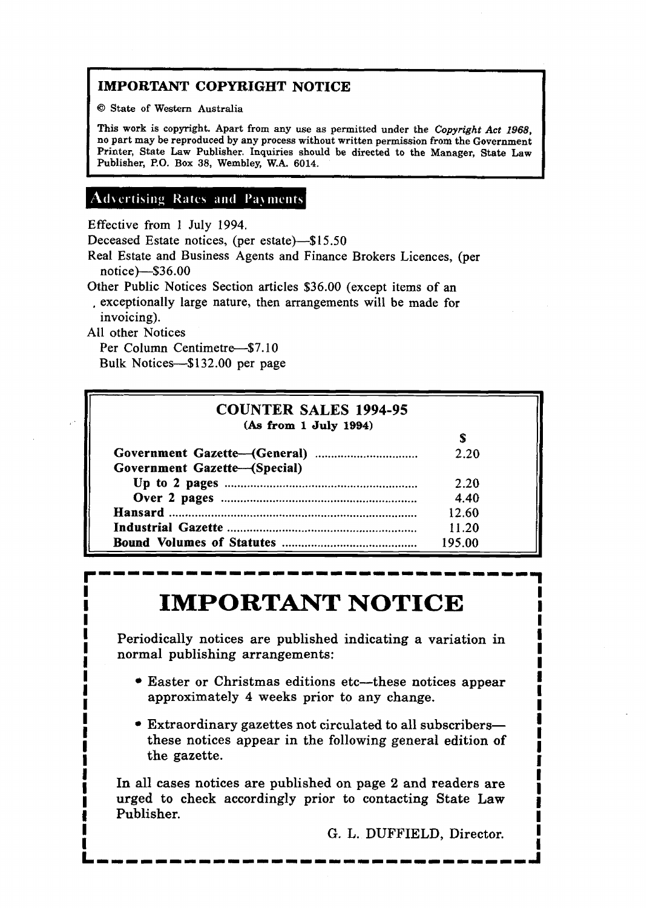## IMPORTANT COPYRIGHT NOTICE

© State of Western Australia

This work is copyright. Apart from any use as permitted under the *Copyright Act 1968*, no part may be reproduced by any process without written permission from the Government Printer, State Law Publisher. Inquiries should be directed to the Manager, State Law Publisher, P.O. Box 38, Wembley, W.A. 6014.

## Advertising Rates and Payments

Effective from 1 July 1994.

Deceased Estate notices, (per estate)—$15.50

Real Estate and Business Agents and Finance Brokers Licences, (per notice)—$36.00

Other Public Notices Section articles $36.00 (except items of an exceptionally large nature, then arrangements will be made for invoicing).

All other Notices

Per Column Centimetre—$7.10

Bulk Notices—$132.00 per page

## COUNTER SALES 1994-95

**(As from 1 July 1994)**

| | $ |
|---|---|
| **Government Gazette—(General)** | 2.20 |
| **Government Gazette—(Special)** | |
| **Up to 2 pages** | 2.20 |
| **Over 2 pages** | 4.40 |
| **Hansard** | 12.60 |
| **Industrial Gazette** | 11.20 |
| **Bound Volumes of Statutes** | 195.00 |

# IMPORTANT NOTICE

Periodically notices are published indicating a variation in normal publishing arrangements:

- Easter or Christmas editions etc—these notices appear approximately 4 weeks prior to any change.
- Extraordinary gazettes not circulated to all subscribers—these notices appear in the following general edition of the gazette.

In all cases notices are published on page 2 and readers are urged to check accordingly prior to contacting State Law Publisher.

G. L. DUFFIELD, Director.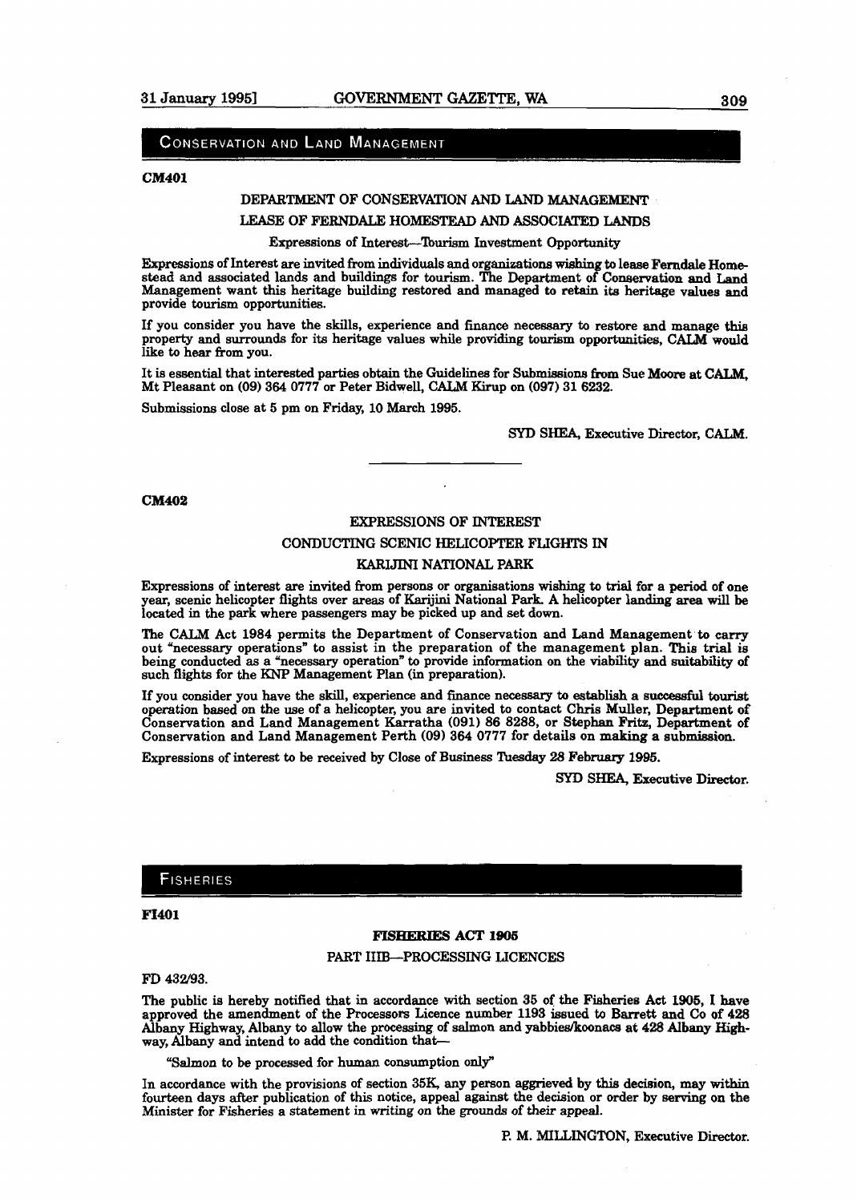## CONSERVATION AND LAND MANAGEMENT

**CM401**

DEPARTMENT OF CONSERVATION AND LAND MANAGEMENT

LEASE OF FERNDALE HOMESTEAD AND ASSOCIATED LANDS

Expressions of Interest—Tourism Investment Opportunity

Expressions of Interest are invited from individuals and organizations wishing to lease **Ferndale Homestead** and associated lands and buildings for tourism. The Department of Conservation and Land Management want this heritage building restored and managed to retain its heritage values and provide tourism opportunities.

If you consider you have the skills, experience and finance necessary to restore and manage this property and surrounds for its heritage values while providing tourism opportunities, CALM would like to hear from you.

It is essential that interested parties obtain the Guidelines for Submissions from Sue Moore at CALM, Mt Pleasant on (09) 364 0777 or Peter Bidwell, CALM Kirup on (097) 31 6232.

Submissions close at 5 pm on Friday, 10 March 1995.

SYD SHEA, Executive Director, CALM.

---

**CM402**

EXPRESSIONS OF INTEREST

CONDUCTING SCENIC HELICOPTER FLIGHTS IN

KARIJINI NATIONAL PARK

Expressions of interest are invited from persons or organisations wishing to trial for a period of one year, scenic helicopter flights over areas of Karijini National Park. A helicopter landing area will be located in the park where passengers may be picked up and set down.

The CALM Act 1984 permits the Department of Conservation and Land Management to carry out "necessary operations" to assist in the preparation of the management plan. This trial is being conducted as a "necessary operation" to provide information on the viability and suitability of such flights for the KNP Management Plan (in preparation).

If you consider you have the skill, experience and finance necessary to establish a successful tourist operation based on the use of a helicopter, you are invited to contact Chris Muller, Department of Conservation and Land Management Karratha (091) 86 8288, or Stephan Fritz, Department of Conservation and Land Management Perth (09) 364 0777 for details on making a submission.

Expressions of interest to be received by Close of Business Tuesday 28 February 1995.

SYD SHEA, Executive Director.

## FISHERIES

**FI401**

**FISHERIES ACT 1905**

PART IIIB—PROCESSING LICENCES

FD 432/93.

The public is hereby notified that in accordance with section 35 of the Fisheries Act 1905, I have approved the amendment of the Processors Licence number 1193 issued to Barrett and Co of 428 Albany Highway, Albany to allow the processing of salmon and yabbies/koonacs at 428 Albany Highway, Albany and intend to add the condition that—

"Salmon to be processed for human consumption only"

In accordance with the provisions of section 35K, any person aggrieved by this decision, may within fourteen days after publication of this notice, appeal against the decision or order by serving on the Minister for Fisheries a statement in writing on the grounds of their appeal.

P. M. MILLINGTON, Executive Director.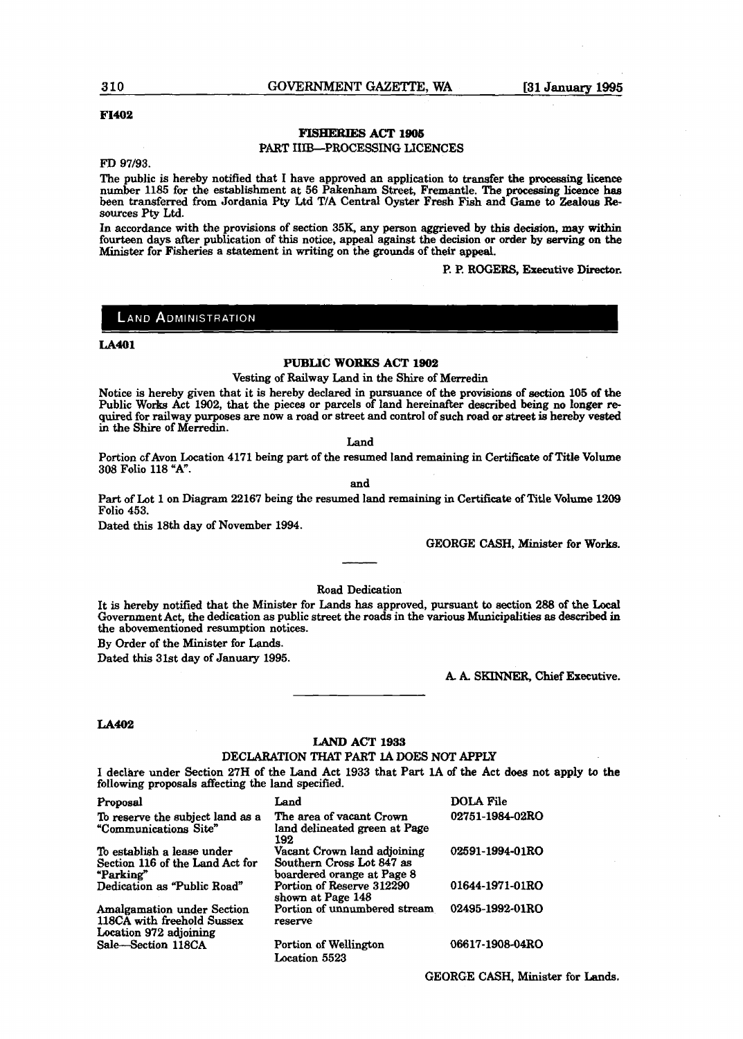FI402

## FISHERIES ACT 1905

### PART IIIB—PROCESSING LICENCES

FD 97/93.

The public is hereby notified that I have approved an application to transfer the processing licence number 1185 for the establishment at 56 Pakenham Street, Fremantle. The processing licence has been transferred from Jordania Pty Ltd T/A Central Oyster Fresh Fish and Game to Zealous Resources Pty Ltd.

In accordance with the provisions of section 35K, any person aggrieved by this decision, may within fourteen days after publication of this notice, appeal against the decision or order by serving on the Minister for Fisheries a statement in writing on the grounds of their appeal.

P. P. ROGERS, Executive Director.

# LAND ADMINISTRATION

LA401

## PUBLIC WORKS ACT 1902

### Vesting of Railway Land in the Shire of Merredin

Notice is hereby given that it is hereby declared in pursuance of the provisions of section 105 of the Public Works Act 1902, that the pieces or parcels of land hereinafter described being no longer required for railway purposes are now a road or street and control of such road or street is hereby vested in the Shire of Merredin.

Land

Portion of Avon Location 4171 being part of the resumed land remaining in Certificate of Title Volume 308 Folio 118 "A".

and

Part of Lot 1 on Diagram 22167 being the resumed land remaining in Certificate of Title Volume 1209 Folio 453.

Dated this 18th day of November 1994.

GEORGE CASH, Minister for Works.

---

### Road Dedication

It is hereby notified that the Minister for Lands has approved, pursuant to section 288 of the Local Government Act, the dedication as public street the roads in the various Municipalities as described in the abovementioned resumption notices.

By Order of the Minister for Lands.

Dated this 31st day of January 1995.

A. A. SKINNER, Chief Executive.

---

LA402

## LAND ACT 1933

### DECLARATION THAT PART 1A DOES NOT APPLY

I declare under Section 27H of the Land Act 1933 that Part 1A of the Act does not apply to the following proposals affecting the land specified.

| Proposal | Land | DOLA File |
|---|---|---|
| To reserve the subject land as a "Communications Site" | The area of vacant Crown land delineated green at Page 192 | 02751-1984-02RO |
| To establish a lease under Section 116 of the Land Act for "Parking" | Vacant Crown land adjoining Southern Cross Lot 847 as boardered orange at Page 8 | 02591-1994-01RO |
| Dedication as "Public Road" | Portion of Reserve 312290 shown at Page 148 | 01644-1971-01RO |
| Amalgamation under Section 118CA with freehold Sussex Location 972 adjoining | Portion of unnumbered stream reserve | 02495-1992-01RO |
| Sale—Section 118CA | Portion of Wellington Location 5523 | 06617-1908-04RO |

GEORGE CASH, Minister for Lands.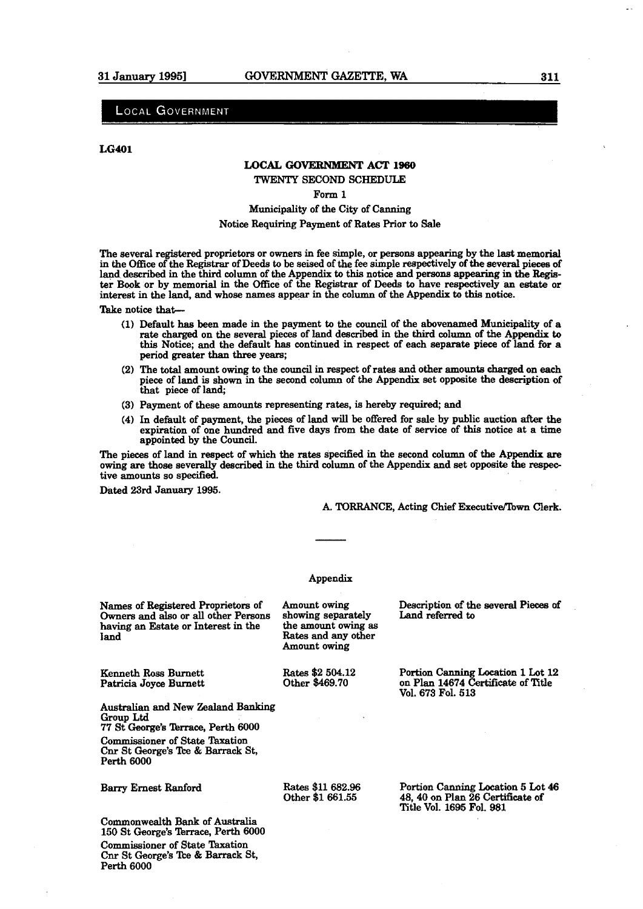## LOCAL GOVERNMENT

**LG401**

**LOCAL GOVERNMENT ACT 1960**

TWENTY SECOND SCHEDULE

Form 1

Municipality of the City of Canning

Notice Requiring Payment of Rates Prior to Sale

The several registered proprietors or owners in fee simple, or persons appearing by the last memorial in the Office of the Registrar of Deeds to be seised of the fee simple respectively of the several pieces of land described in the third column of the Appendix to this notice and persons appearing in the Register Book or by memorial in the Office of the Registrar of Deeds to have respectively an estate or interest in the land, and whose names appear in the column of the Appendix to this notice.

Take notice that—

(1) Default has been made in the payment to the council of the abovenamed Municipality of a rate charged on the several pieces of land described in the third column of the Appendix to this Notice; and the default has continued in respect of each separate piece of land for a period greater than three years;

(2) The total amount owing to the council in respect of rates and other amounts charged on each piece of land is shown in the second column of the Appendix set opposite the description of that piece of land;

(3) Payment of these amounts representing rates, is hereby required; and

(4) In default of payment, the pieces of land will be offered for sale by public auction after the expiration of one hundred and five days from the date of service of this notice at a time appointed by the Council.

The pieces of land in respect of which the rates specified in the second column of the Appendix are owing are those severally described in the third column of the Appendix and set opposite the respective amounts so specified.

Dated 23rd January 1995.

A. TORRANCE, Acting Chief Executive/Town Clerk.

---

Appendix

| Names of Registered Proprietors of Owners and also or all other Persons having an Estate or Interest in the land | Amount owing showing separately the amount owing as Rates and any other Amount owing | Description of the several Pieces of Land referred to |
|---|---|---|
| Kenneth Ross Burnett<br>Patricia Joyce Burnett | Rates $2 504.12<br>Other $469.70 | Portion Canning Location 1 Lot 12 on Plan 14674 Certificate of Title Vol. 673 Fol. 513 |
| Australian and New Zealand Banking Group Ltd<br>77 St George's Terrace, Perth 6000<br>Commissioner of State Taxation<br>Cnr St George's Tce & Barrack St, Perth 6000 | | |
| Barry Ernest Ranford | Rates $11 682.96<br>Other $1 661.55 | Portion Canning Location 5 Lot 46 48, 40 on Plan 26 Certificate of Title Vol. 1695 Fol. 981 |
| Commonwealth Bank of Australia<br>150 St George's Terrace, Perth 6000<br>Commissioner of State Taxation<br>Cnr St George's Tce & Barrack St, Perth 6000 | | |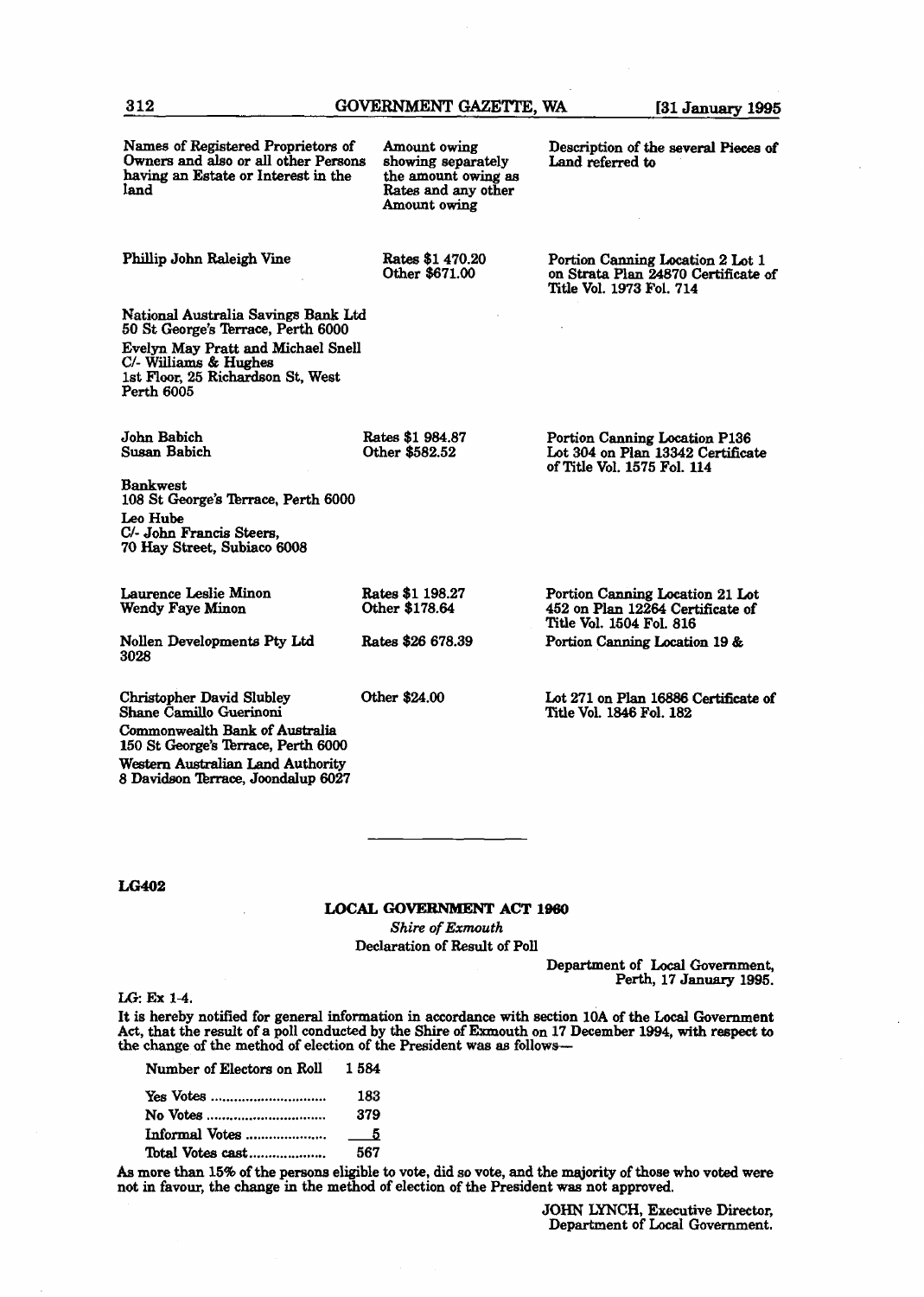| Names of Registered Proprietors of Owners and also or all other Persons having an Estate or Interest in the land | Amount owing showing separately the amount owing as Rates and any other Amount owing | Description of the several Pieces of Land referred to |
|---|---|---|
| Phillip John Raleigh Vine | Rates $1 470.20<br>Other $671.00 | Portion Canning Location 2 Lot 1 on Strata Plan 24870 Certificate of Title Vol. 1973 Fol. 714 |
| National Australia Savings Bank Ltd<br>50 St George's Terrace, Perth 6000<br>Evelyn May Pratt and Michael Snell<br>C/- Williams & Hughes<br>1st Floor, 25 Richardson St, West Perth 6005 | | |
| John Babich<br>Susan Babich | Rates $1 984.87<br>Other $582.52 | Portion Canning Location P136 Lot 304 on Plan 13342 Certificate of Title Vol. 1575 Fol. 114 |
| Bankwest<br>108 St George's Terrace, Perth 6000<br>Leo Hube<br>C/- John Francis Steers,<br>70 Hay Street, Subiaco 6008 | | |
| Laurence Leslie Minon<br>Wendy Faye Minon | Rates $1 198.27<br>Other $178.64 | Portion Canning Location 21 Lot 452 on Plan 12264 Certificate of Title Vol. 1504 Fol. 816 |
| Nollen Developments Pty Ltd<br>3028 | Rates $26 678.39 | Portion Canning Location 19 & |
| Christopher David Slubley<br>Shane Camillo Guerinoni | Other $24.00 | Lot 271 on Plan 16886 Certificate of Title Vol. 1846 Fol. 182 |
| Commonwealth Bank of Australia<br>150 St George's Terrace, Perth 6000<br>Western Australian Land Authority<br>8 Davidson Terrace, Joondalup 6027 | | |

---

LG402

## LOCAL GOVERNMENT ACT 1960

*Shire of Exmouth*

Declaration of Result of Poll

Department of Local Government,
Perth, 17 January 1995.

LG: Ex 1-4.

It is hereby notified for general information in accordance with section 10A of the Local Government Act, that the result of a poll conducted by the Shire of Exmouth on 17 December 1994, with respect to the change of the method of election of the President was as follows—

| | |
|---|---|
| Number of Electors on Roll | 1 584 |
| Yes Votes | 183 |
| No Votes | 379 |
| Informal Votes | 5 |
| Total Votes cast | 567 |

As more than 15% of the persons eligible to vote, did so vote, and the majority of those who voted were not in favour, the change in the method of election of the President was not approved.

JOHN LYNCH, Executive Director,
Department of Local Government.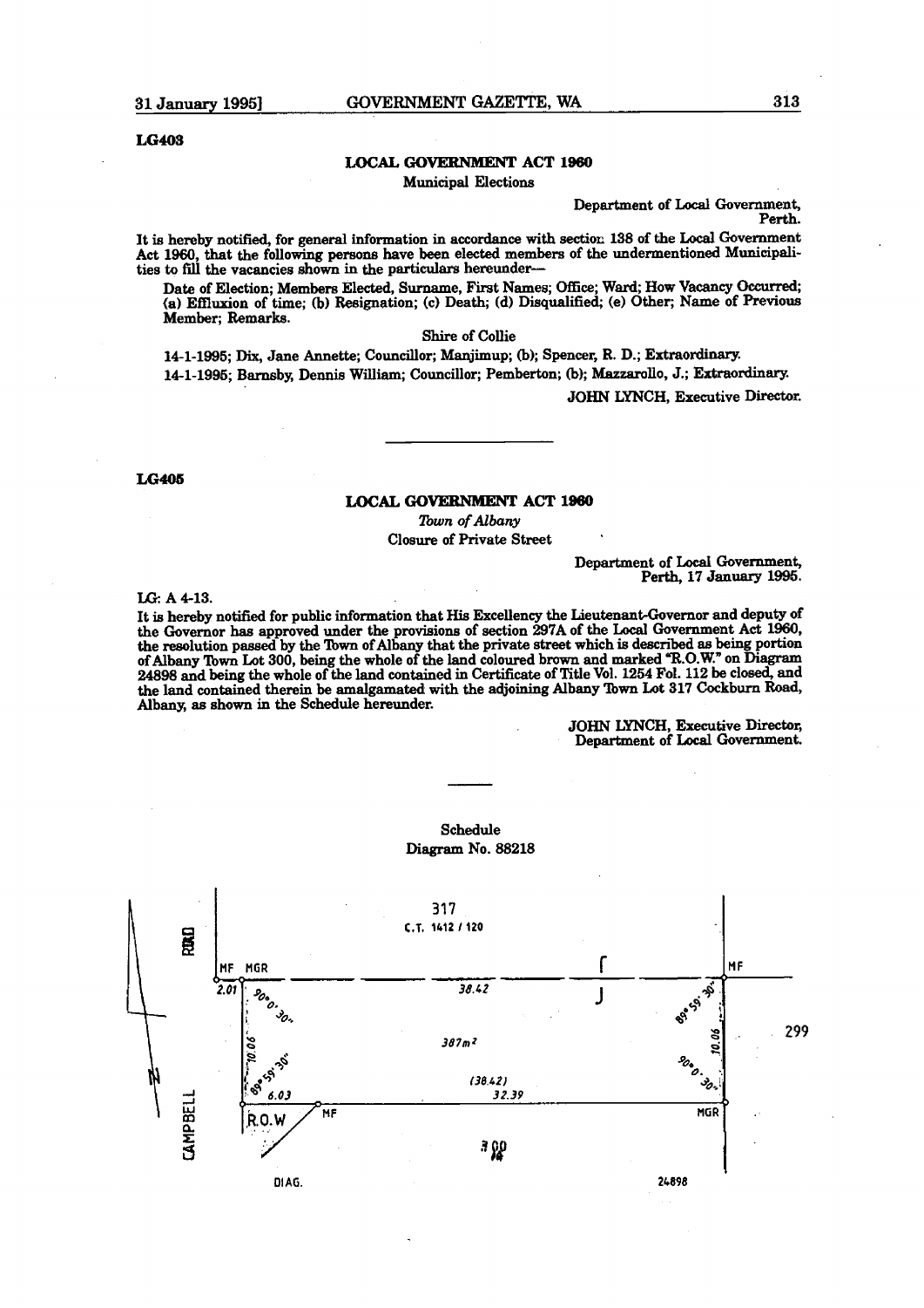LG403

## LOCAL GOVERNMENT ACT 1960

Municipal Elections

Department of Local Government,
Perth.

It is hereby notified, for general information in accordance with section 138 of the Local Government Act 1960, that the following persons have been elected members of the undermentioned Municipalities to fill the vacancies shown in the particulars hereunder—

Date of Election; Members Elected, Surname, First Names; Office; Ward; How Vacancy Occurred; (a) Effluxion of time; (b) Resignation; (c) Death; (d) Disqualified; (e) Other; Name of Previous Member; Remarks.

Shire of Collie

14-1-1995; Dix, Jane Annette; Councillor; Manjimup; (b); Spencer, R. D.; Extraordinary.

14-1-1995; Barnsby, Dennis William; Councillor; Pemberton; (b); Mazzarollo, J.; Extraordinary.

JOHN LYNCH, Executive Director.

---

LG405

## LOCAL GOVERNMENT ACT 1960

*Town of Albany*

Closure of Private Street

Department of Local Government,
Perth, 17 January 1995.

LG: A 4-13.

It is hereby notified for public information that His Excellency the Lieutenant-Governor and deputy of the Governor has approved under the provisions of section 297A of the Local Government Act 1960, the resolution passed by the Town of Albany that the private street which is described as being portion of Albany Town Lot 300, being the whole of the land coloured brown and marked "R.O.W." on Diagram 24898 and being the whole of the land contained in Certificate of Title Vol. 1254 Fol. 112 be closed, and the land contained therein be amalgamated with the adjoining Albany Town Lot 317 Cockburn Road, Albany, as shown in the Schedule hereunder.

JOHN LYNCH, Executive Director,
Department of Local Government.

---

Schedule

Diagram No. 88218

317
C.T. 1412 / 120

CAMPBELL ROAD

MF MGR 2.01 90° 0' 30" 38.42 89° 59' 30" MF

10.06 89° 59' 30" 387m² 90° 0' 30" 10.06 299

6.03 MF (38.42) 32.39 MGR

R.O.W

300

DIAG. 24898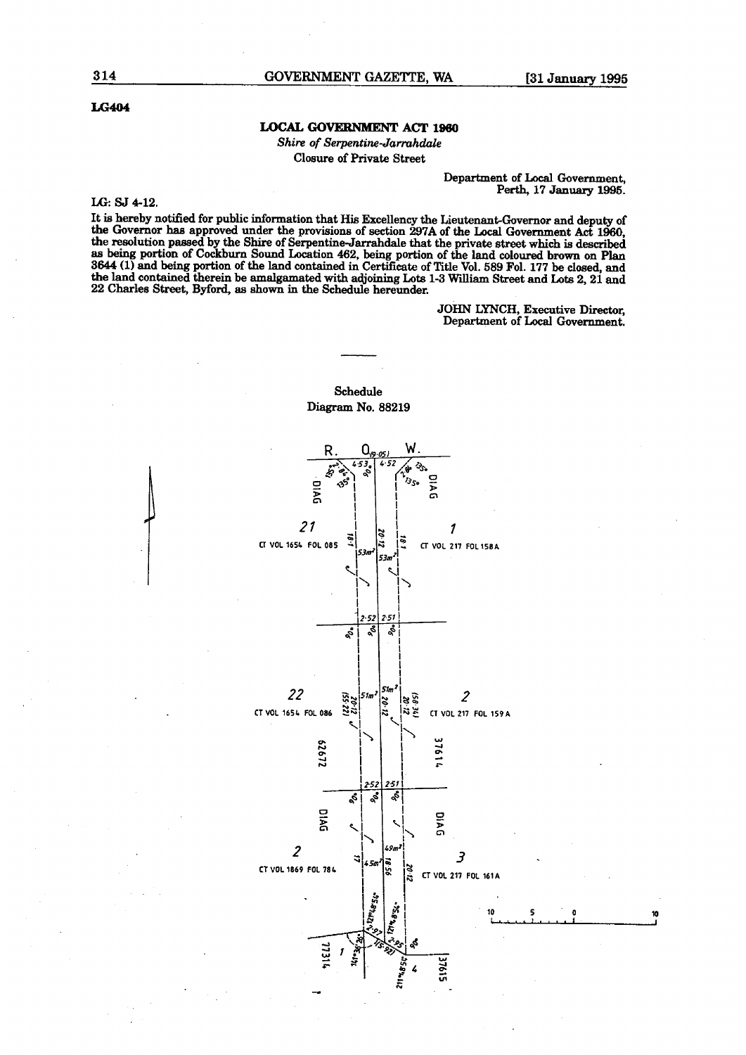LG404

## LOCAL GOVERNMENT ACT 1960

*Shire of Serpentine-Jarrahdale*

Closure of Private Street

Department of Local Government,
Perth, 17 January 1995.

LG: SJ 4-12.

It is hereby notified for public information that His Excellency the Lieutenant-Governor and deputy of the Governor has approved under the provisions of section 297A of the Local Government Act 1960, the resolution passed by the Shire of Serpentine-Jarrahdale that the private street which is described as being portion of Cockburn Sound Location 462, being portion of the land coloured brown on Plan 3644 (1) and being portion of the land contained in Certificate of Title Vol. 589 Fol. 177 be closed, and the land contained therein be amalgamated with adjoining Lots 1-3 William Street and Lots 2, 21 and 22 Charles Street, Byford, as shown in the Schedule hereunder.

JOHN LYNCH, Executive Director,
Department of Local Government.

---

Schedule

Diagram No. 88219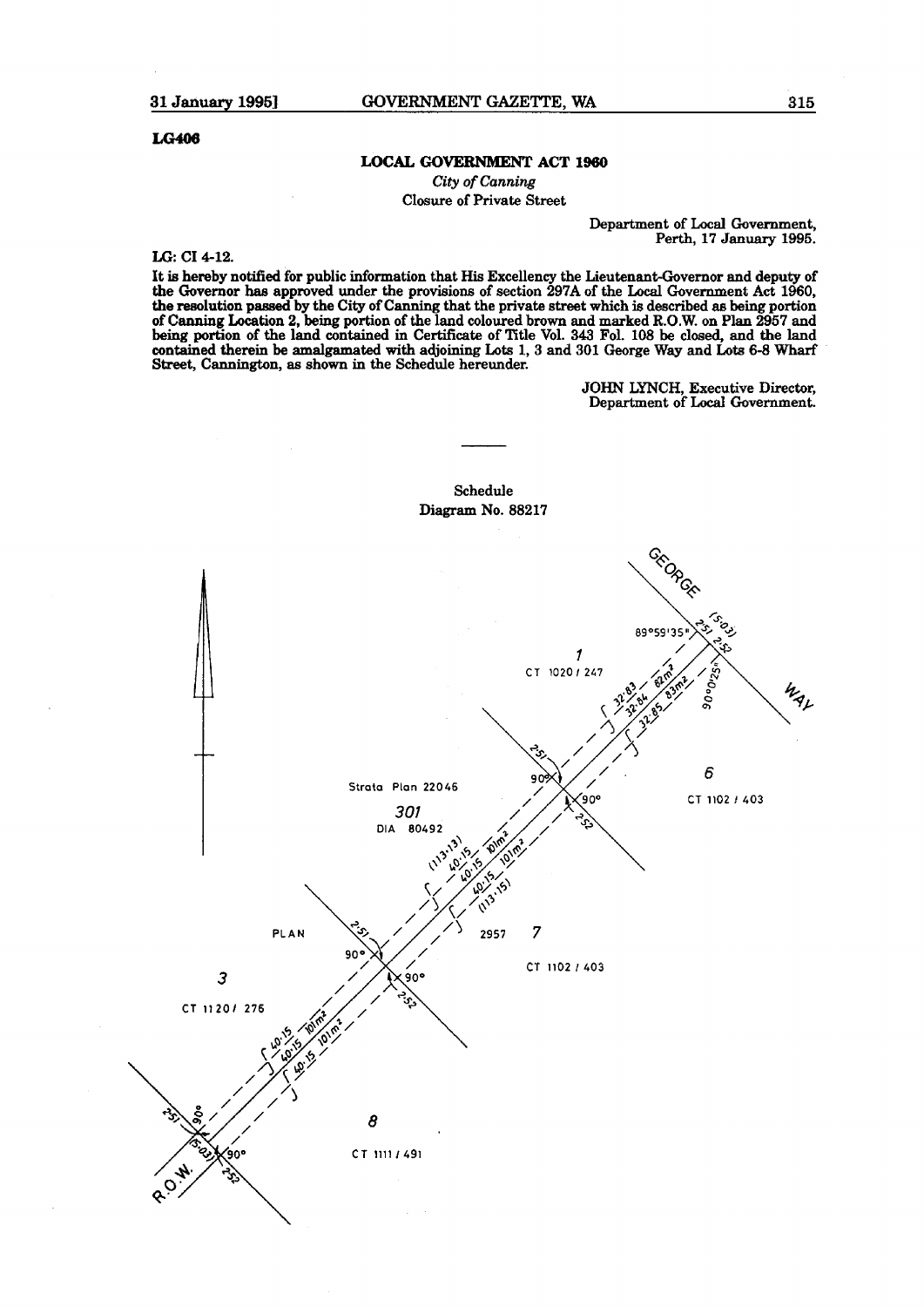LG406

## LOCAL GOVERNMENT ACT 1960

*City of Canning*

Closure of Private Street

Department of Local Government,
Perth, 17 January 1995.

LG: CI 4-12.

It is hereby notified for public information that His Excellency the Lieutenant-Governor and deputy of the Governor has approved under the provisions of section 297A of the Local Government Act 1960, the resolution passed by the City of Canning that the private street which is described as being portion of Canning Location 2, being portion of the land coloured brown and marked R.O.W. on Plan 2957 and being portion of the land contained in Certificate of Title Vol. 343 Fol. 108 be closed, and the land contained therein be amalgamated with adjoining Lots 1, 3 and 301 George Way and Lots 6-8 Wharf Street, Cannington, as shown in the Schedule hereunder.

JOHN LYNCH, Executive Director,
Department of Local Government.

---

Schedule

Diagram No. 88217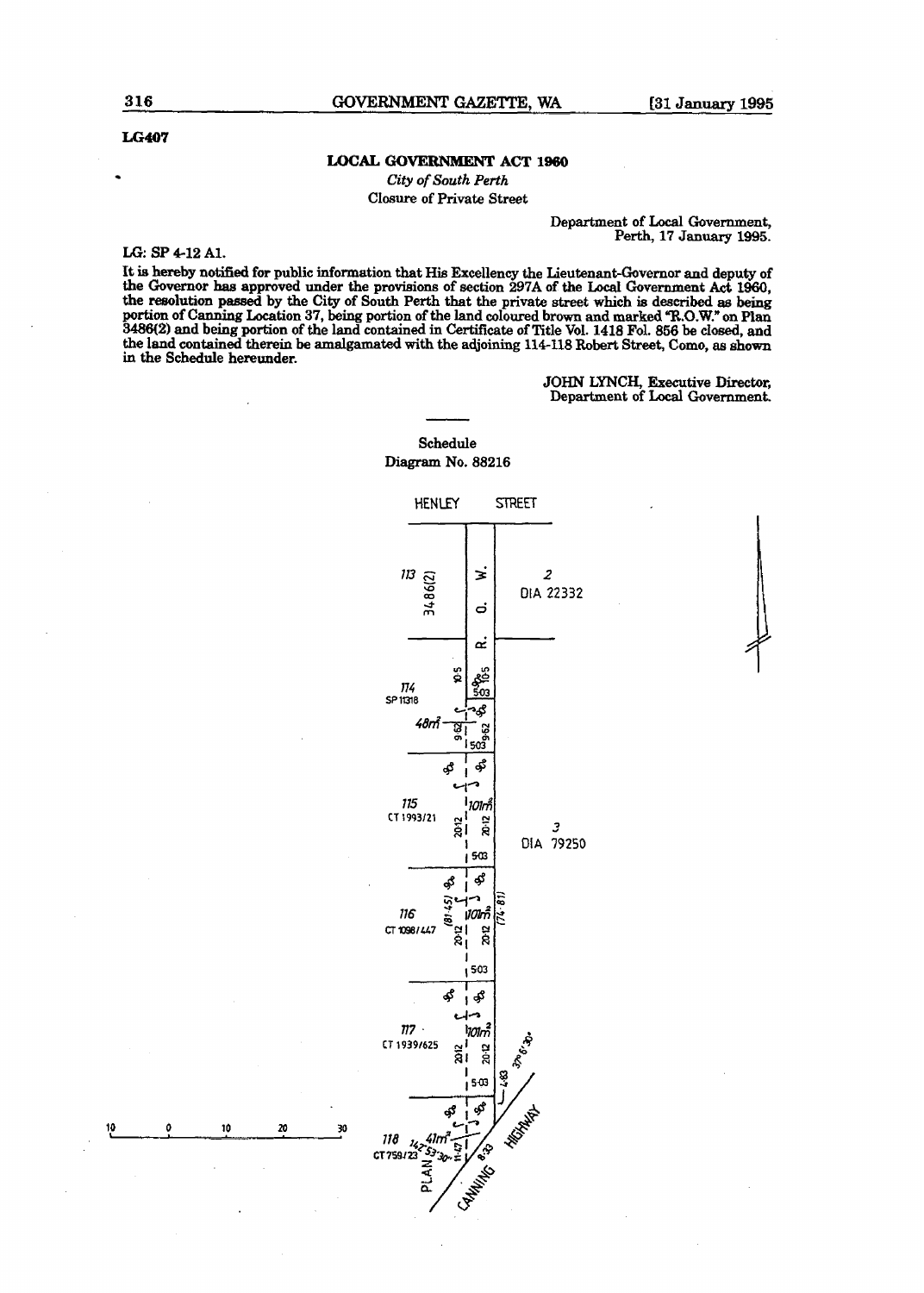LG407

## LOCAL GOVERNMENT ACT 1960

*City of South Perth*

Closure of Private Street

Department of Local Government,
Perth, 17 January 1995.

LG: SP 4-12 A1.

It is hereby notified for public information that His Excellency the Lieutenant-Governor and deputy of the Governor has approved under the provisions of section 297A of the Local Government Act 1960, the resolution passed by the City of South Perth that the private street which is described as being portion of Canning Location 37, being portion of the land coloured brown and marked "R.O.W." on Plan 3486(2) and being portion of the land contained in Certificate of Title Vol. 1418 Fol. 856 be closed, and the land contained therein be amalgamated with the adjoining 114-118 Robert Street, Como, as shown in the Schedule hereunder.

JOHN LYNCH, Executive Director,
Department of Local Government.

---

Schedule

Diagram No. 88216

HENLEY STREET

113 3486(2) R. O. W. 2 DIA 22332

114 SP 11318 48m²

115 CT 1993/21 101m² 3 DIA 79250

116 CT 1098/447 101m²

117 CT 1939/625 101m²

118 CT 759/23 41m²

PLAN CANNING HIGHWAY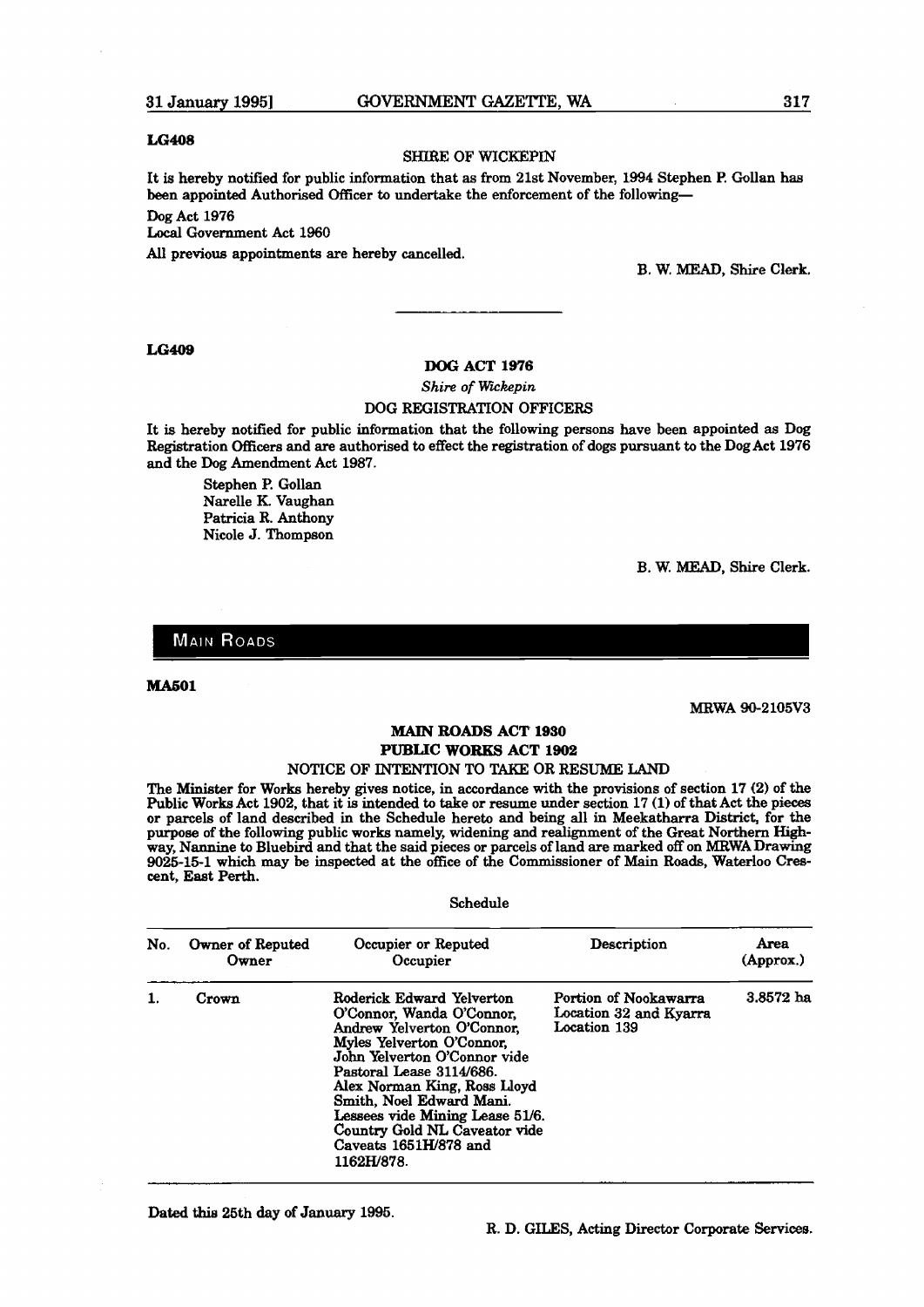**LG408**

SHIRE OF WICKEPIN

It is hereby notified for public information that as from 21st November, 1994 Stephen P. Gollan has been appointed Authorised Officer to undertake the enforcement of the following—

Dog Act 1976

Local Government Act 1960

All previous appointments are hereby cancelled.

B. W. MEAD, Shire Clerk.

---

**LG409**

**DOG ACT 1976**

*Shire of Wickepin*

DOG REGISTRATION OFFICERS

It is hereby notified for public information that the following persons have been appointed as Dog Registration Officers and are authorised to effect the registration of dogs pursuant to the Dog Act 1976 and the Dog Amendment Act 1987.

Stephen P. Gollan
Narelle K. Vaughan
Patricia R. Anthony
Nicole J. Thompson

B. W. MEAD, Shire Clerk.

## MAIN ROADS

**MA501**

MRWA 90-2105V3

**MAIN ROADS ACT 1930**
**PUBLIC WORKS ACT 1902**

NOTICE OF INTENTION TO TAKE OR RESUME LAND

The Minister for Works hereby gives notice, in accordance with the provisions of section 17 (2) of the Public Works Act 1902, that it is intended to take or resume under section 17 (1) of that Act the pieces or parcels of land described in the Schedule hereto and being all in Meekatharra District, for the purpose of the following public works namely, widening and realignment of the Great Northern Highway, Nannine to Bluebird and that the said pieces or parcels of land are marked off on MRWA Drawing 9025-15-1 which may be inspected at the office of the Commissioner of Main Roads, Waterloo Crescent, East Perth.

Schedule

| No. | Owner of Reputed Owner | Occupier or Reputed Occupier | Description | Area (Approx.) |
|---|---|---|---|---|
| 1. | Crown | Roderick Edward Yelverton O'Connor, Wanda O'Connor, Andrew Yelverton O'Connor, Myles Yelverton O'Connor, John Yelverton O'Connor vide Pastoral Lease 3114/686. Alex Norman King, Ross Lloyd Smith, Noel Edward Mani. Lessees vide Mining Lease 51/6. Country Gold NL Caveator vide Caveats 1651H/878 and 1162H/878. | Portion of Nookawarra Location 32 and Kyarra Location 139 | 3.8572 ha |

Dated this 25th day of January 1995.

R. D. GILES, Acting Director Corporate Services.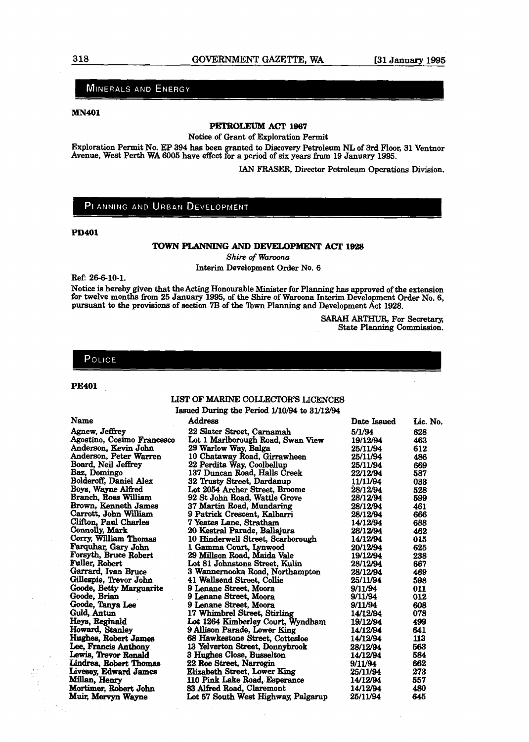## MINERALS AND ENERGY

**MN401**

**PETROLEUM ACT 1967**

Notice of Grant of Exploration Permit

Exploration Permit No. EP 394 has been granted to Discovery Petroleum NL of 3rd Floor, 31 Ventnor Avenue, West Perth WA 6005 have effect for a period of six years from 19 January 1995.

IAN FRASER, Director Petroleum Operations Division.

## PLANNING AND URBAN DEVELOPMENT

**PD401**

**TOWN PLANNING AND DEVELOPMENT ACT 1928**

*Shire of Waroona*

Interim Development Order No. 6

Ref: 26-6-10-1.

Notice is hereby given that the Acting Honourable Minister for Planning has approved of the extension for twelve months from 25 January 1995, of the Shire of Waroona Interim Development Order No. 6, pursuant to the provisions of section 7B of the Town Planning and Development Act 1928.

SARAH ARTHUR, For Secretary,
State Planning Commission.

## POLICE

**PE401**

LIST OF MARINE COLLECTOR'S LICENCES

Issued During the Period 1/10/94 to 31/12/94

| Name | Address | Date Issued | Lic. No. |
|---|---|---|---|
| Agnew, Jeffrey | 22 Slater Street, Carnamah | 5/1/94 | 628 |
| Agostino, Cosimo Francesco | Lot 1 Marlborough Road, Swan View | 19/12/94 | 463 |
| Anderson, Kevin John | 29 Warlow Way, Balga | 25/11/94 | 612 |
| Anderson, Peter Warren | 10 Chataway Road, Girrawheen | 25/11/94 | 486 |
| Board, Neil Jeffrey | 22 Perdita Way, Coolbellup | 25/11/94 | 669 |
| Baz, Domingo | 137 Duncan Road, Halls Creek | 22/12/94 | 587 |
| Bolderoff, Daniel Alex | 32 Trusty Street, Dardanup | 11/11/94 | 033 |
| Boys, Wayne Alfred | Lot 2054 Archer Street, Broome | 28/12/94 | 528 |
| Branch, Ross William | 92 St John Road, Wattle Grove | 28/12/94 | 599 |
| Brown, Kenneth James | 37 Martin Road, Mundaring | 28/12/94 | 461 |
| Carrott, John William | 9 Patrick Crescent, Kalbarri | 28/12/94 | 666 |
| Clifton, Paul Charles | 7 Yeates Lane, Stratham | 14/12/94 | 688 |
| Connolly, Mark | 20 Kestral Parade, Ballajura | 28/12/94 | 462 |
| Corry, William Thomas | 10 Hinderwell Street, Scarborough | 14/12/94 | 015 |
| Farquhar, Gary John | 1 Gamma Court, Lynwood | 20/12/94 | 625 |
| Forsyth, Bruce Robert | 29 Millson Road, Maida Vale | 19/12/94 | 238 |
| Fuller, Robert | Lot 81 Johnstone Street, Kulin | 28/12/94 | 667 |
| Garrard, Ivan Bruce | 3 Wannernooka Road, Northampton | 28/12/94 | 469 |
| Gillespie, Trevor John | 41 Wallsend Street, Collie | 25/11/94 | 598 |
| Goode, Betty Marguarite | 9 Lenane Street, Moora | 9/11/94 | 011 |
| Goode, Brian | 9 Lenane Street, Moora | 9/11/94 | 012 |
| Goode, Tanya Lee | 9 Lenane Street, Moora | 9/11/94 | 608 |
| Guld, Antun | 17 Whimbrel Street, Stirling | 14/12/94 | 078 |
| Heys, Reginald | Lot 1264 Kimberley Court, Wyndham | 19/12/94 | 499 |
| Howard, Stanley | 9 Allison Parade, Lower King | 14/12/94 | 641 |
| Hughes, Robert James | 68 Hawkestone Street, Cottesloe | 14/12/94 | 113 |
| Lee, Francis Anthony | 13 Yelverton Street, Donnybrook | 28/12/94 | 563 |
| Lewis, Trevor Ronald | 3 Hughes Close, Busselton | 14/12/94 | 584 |
| Lindrea, Robert Thomas | 22 Roe Street, Narrogin | 9/11/94 | 662 |
| Livesey, Edward James | Elizabeth Street, Lower King | 25/11/94 | 273 |
| Millan, Henry | 110 Pink Lake Road, Esperance | 14/12/94 | 557 |
| Mortimer, Robert John | 83 Alfred Road, Claremont | 14/12/94 | 480 |
| Muir, Mervyn Wayne | Lot 57 South West Highway, Palgarup | 25/11/94 | 645 |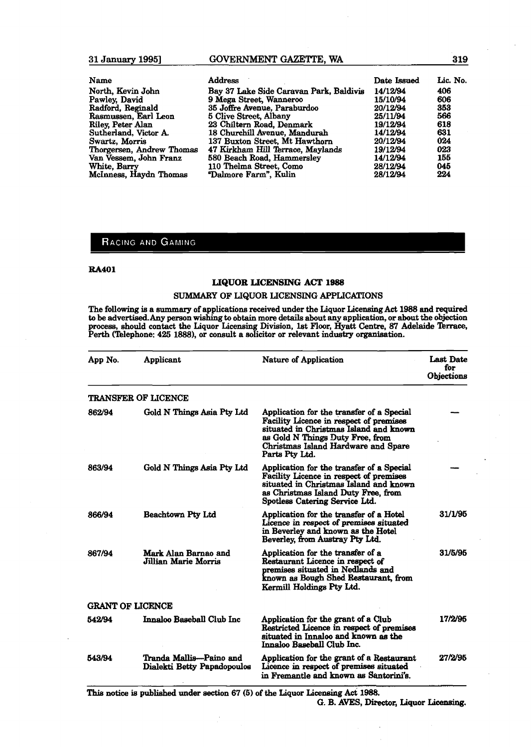| Name | Address | Date Issued | Lic. No. |
|---|---|---|---|
| North, Kevin John | Bay 37 Lake Side Caravan Park, Baldivis | 14/12/94 | 406 |
| Pawley, David | 9 Mega Street, Wanneroo | 15/10/94 | 606 |
| Radford, Reginald | 35 Joffre Avenue, Paraburdoo | 20/12/94 | 353 |
| Rasmussen, Earl Leon | 5 Clive Street, Albany | 25/11/94 | 566 |
| Riley, Peter Alan | 23 Chiltern Road, Denmark | 19/12/94 | 618 |
| Sutherland, Victor A. | 18 Churchill Avenue, Mandurah | 14/12/94 | 631 |
| Swartz, Morris | 137 Buxton Street, Mt Hawthorn | 20/12/94 | 024 |
| Thorgersen, Andrew Thomas | 47 Kirkham Hill Terrace, Maylands | 19/12/94 | 023 |
| Van Vessem, John Franz | 580 Beach Road, Hammersley | 14/12/94 | 155 |
| White, Barry | 110 Thelma Street, Como | 28/12/94 | 045 |
| McInness, Haydn Thomas | "Dalmore Farm", Kulin | 28/12/94 | 224 |

## RACING AND GAMING

**RA401**

### LIQUOR LICENSING ACT 1988

SUMMARY OF LIQUOR LICENSING APPLICATIONS

The following is a summary of applications received under the Liquor Licensing Act 1988 and required to be advertised. Any person wishing to obtain more details about any application, or about the objection process, should contact the Liquor Licensing Division, 1st Floor, Hyatt Centre, 87 Adelaide Terrace, Perth (Telephone: 425 1888), or consult a solicitor or relevant industry organisation.

| App No. | Applicant | Nature of Application | Last Date for Objections |
|---|---|---|---|
| TRANSFER OF LICENCE | | | |
| 862/94 | Gold N Things Asia Pty Ltd | Application for the transfer of a Special Facility Licence in respect of premises situated in Christmas Island and known as Gold N Things Duty Free, from Christmas Island Hardware and Spare Parts Pty Ltd. | — |
| 863/94 | Gold N Things Asia Pty Ltd | Application for the transfer of a Special Facility Licence in respect of premises situated in Christmas Island and known as Christmas Island Duty Free, from Spotless Catering Service Ltd. | — |
| 866/94 | Beachtown Pty Ltd | Application for the transfer of a Hotel Licence in respect of premises situated in Beverley and known as the Hotel Beverley, from Austray Pty Ltd. | 31/1/95 |
| 867/94 | Mark Alan Barnao and Jillian Marie Morris | Application for the transfer of a Restaurant Licence in respect of premises situated in Nedlands and known as Bough Shed Restaurant, from Kermill Holdings Pty Ltd. | 31/5/95 |
| GRANT OF LICENCE | | | |
| 542/94 | Innaloo Baseball Club Inc | Application for the grant of a Club Restricted Licence in respect of premises situated in Innaloo and known as the Innaloo Baseball Club Inc. | 17/2/95 |
| 543/94 | Tranda Mallis—Paino and Dialekti Betty Papadopoulos | Application for the grant of a Restaurant Licence in respect of premises situated in Fremantle and known as Santorini's. | 27/2/95 |

This notice is published under section 67 (5) of the Liquor Licensing Act 1988.

G. B. AVES, Director, Liquor Licensing.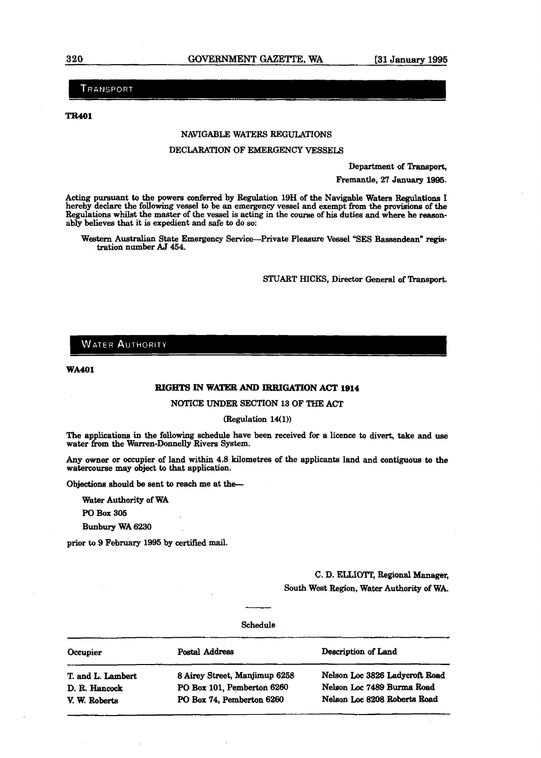## TRANSPORT

**TR401**

NAVIGABLE WATERS REGULATIONS

DECLARATION OF EMERGENCY VESSELS

Department of Transport,

Fremantle, 27 January 1995.

Acting pursuant to the powers conferred by Regulation 19H of the Navigable Waters Regulations I hereby declare the following vessel to be an emergency vessel and exempt from the provisions of the Regulations whilst the master of the vessel is acting in the course of his duties and where he reasonably believes that it is expedient and safe to do so:

Western Australian State Emergency Service—Private Pleasure Vessel "SES Bassendean" registration number AJ 454.

STUART HICKS, Director General of Transport.

## WATER AUTHORITY

**WA401**

**RIGHTS IN WATER AND IRRIGATION ACT 1914**

NOTICE UNDER SECTION 13 OF THE ACT

(Regulation 14(1))

The applications in the following schedule have been received for a licence to divert, take and use water from the Warren-Donnelly Rivers System.

Any owner or occupier of land within 4.8 kilometres of the applicants land and contiguous to the watercourse may object to that application.

Objections should be sent to reach me at the—

Water Authority of WA

PO Box 305

Bunbury WA 6230

prior to 9 February 1995 by certified mail.

C. D. ELLIOTT, Regional Manager,
South West Region, Water Authority of WA.

Schedule

| Occupier | Postal Address | Description of Land |
|---|---|---|
| T. and L. Lambert | 8 Airey Street, Manjimup 6258 | Nelson Loc 3826 Ladycroft Road |
| D. R. Hancock | PO Box 101, Pemberton 6260 | Nelson Loc 7489 Burma Road |
| V. W. Roberts | PO Box 74, Pemberton 6260 | Nelson Loc 8208 Roberts Road |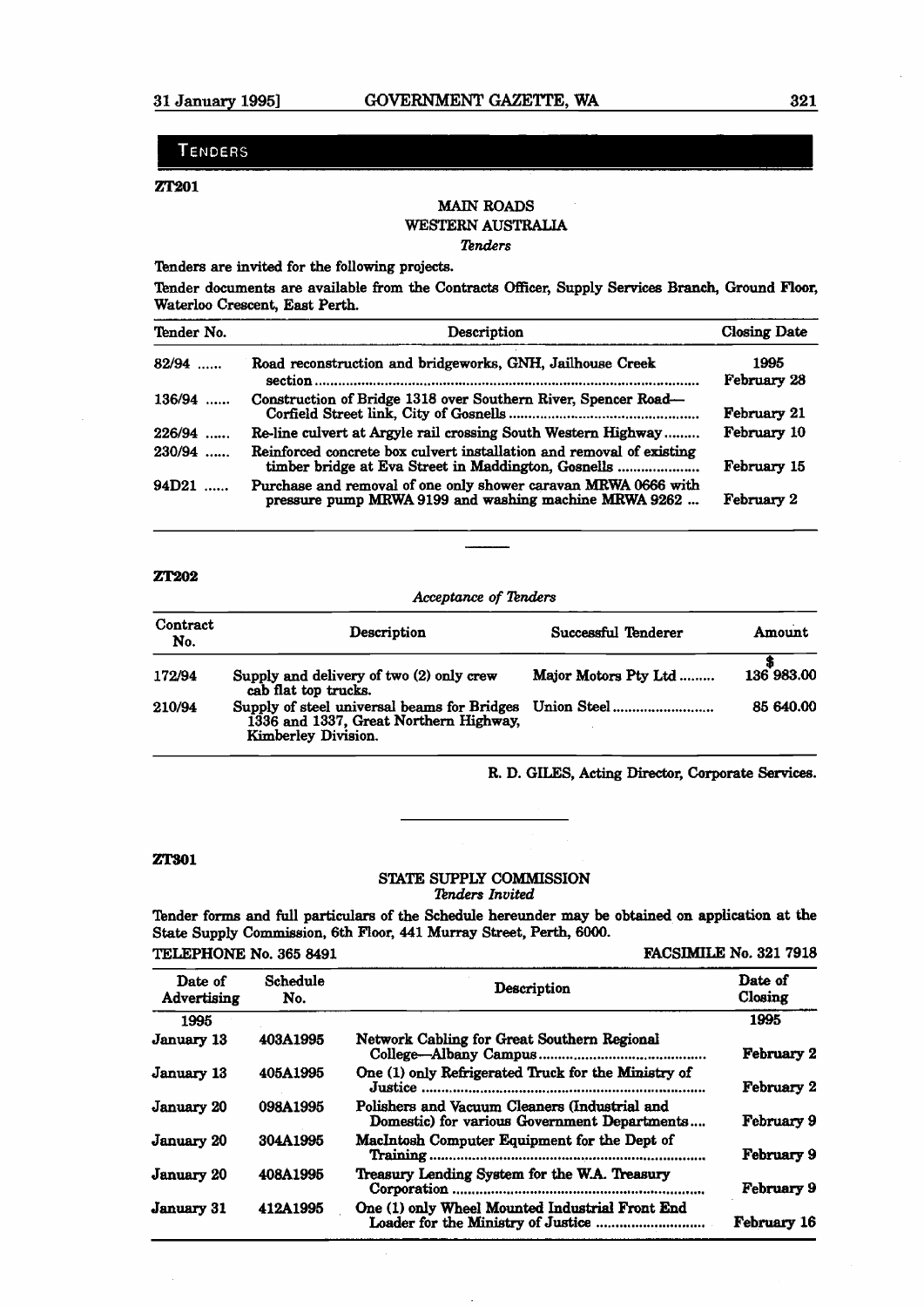# TENDERS

**ZT201**

## MAIN ROADS
## WESTERN AUSTRALIA

*Tenders*

Tenders are invited for the following projects.

Tender documents are available from the Contracts Officer, Supply Services Branch, Ground Floor, Waterloo Crescent, East Perth.

| Tender No. | Description | Closing Date |
|---|---|---|
| | | 1995 |
| 82/94 ...... | Road reconstruction and bridgeworks, GNH, Jailhouse Creek section ............ | February 28 |
| 136/94 ...... | Construction of Bridge 1318 over Southern River, Spencer Road—Corfield Street link, City of Gosnells ............ | February 21 |
| 226/94 ...... | Re-line culvert at Argyle rail crossing South Western Highway......... | February 10 |
| 230/94 ...... | Reinforced concrete box culvert installation and removal of existing timber bridge at Eva Street in Maddington, Gosnells ............ | February 15 |
| 94D21 ...... | Purchase and removal of one only shower caravan MRWA 0666 with pressure pump MRWA 9199 and washing machine MRWA 9262 ... | February 2 |

---

**ZT202**

*Acceptance of Tenders*

| Contract No. | Description | Successful Tenderer | Amount |
|---|---|---|---|
| | | | $ |
| 172/94 | Supply and delivery of two (2) only crew cab flat top trucks. | Major Motors Pty Ltd ......... | 136 983.00 |
| 210/94 | Supply of steel universal beams for Bridges 1336 and 1337, Great Northern Highway, Kimberley Division. | Union Steel .......................... | 85 640.00 |

R. D. GILES, Acting Director, Corporate Services.

---

**ZT301**

## STATE SUPPLY COMMISSION

*Tenders Invited*

Tender forms and full particulars of the Schedule hereunder may be obtained on application at the State Supply Commission, 6th Floor, 441 Murray Street, Perth, 6000.

TELEPHONE No. 365 8491 FACSIMILE No. 321 7918

| Date of Advertising | Schedule No. | Description | Date of Closing |
|---|---|---|---|
| 1995 | | | 1995 |
| January 13 | 403A1995 | Network Cabling for Great Southern Regional College—Albany Campus .......................................... | February 2 |
| January 13 | 405A1995 | One (1) only Refrigerated Truck for the Ministry of Justice ............ | February 2 |
| January 20 | 098A1995 | Polishers and Vacuum Cleaners (Industrial and Domestic) for various Government Departments.... | February 9 |
| January 20 | 304A1995 | MacIntosh Computer Equipment for the Dept of Training ............ | February 9 |
| January 20 | 408A1995 | Treasury Lending System for the W.A. Treasury Corporation ............ | February 9 |
| January 31 | 412A1995 | One (1) only Wheel Mounted Industrial Front End Loader for the Ministry of Justice ............................ | February 16 |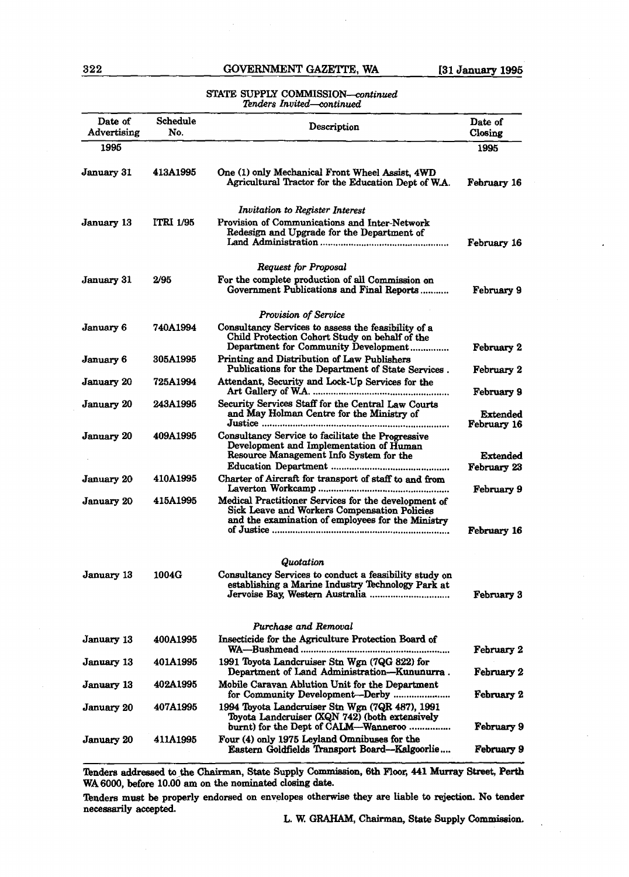STATE SUPPLY COMMISSION—*continued*
*Tenders Invited—continued*

| Date of Advertising | Schedule No. | Description | Date of Closing |
|---|---|---|---|
| 1995 | | | 1995 |
| January 31 | 413A1995 | One (1) only Mechanical Front Wheel Assist, 4WD Agricultural Tractor for the Education Dept of W.A. | February 16 |
| | | *Invitation to Register Interest* | |
| January 13 | ITRI 1/95 | Provision of Communications and Inter-Network Redesign and Upgrade for the Department of Land Administration | February 16 |
| | | *Request for Proposal* | |
| January 31 | 2/95 | For the complete production of all Commission on Government Publications and Final Reports | February 9 |
| | | *Provision of Service* | |
| January 6 | 740A1994 | Consultancy Services to assess the feasibility of a Child Protection Cohort Study on behalf of the Department for Community Development | February 2 |
| January 6 | 305A1995 | Printing and Distribution of Law Publishers Publications for the Department of State Services . | February 2 |
| January 20 | 725A1994 | Attendant, Security and Lock-Up Services for the Art Gallery of W.A. | February 9 |
| January 20 | 243A1995 | Security Services Staff for the Central Law Courts and May Holman Centre for the Ministry of Justice | Extended February 16 |
| January 20 | 409A1995 | Consultancy Service to facilitate the Progressive Development and Implementation of Human Resource Management Info System for the Education Department | Extended February 23 |
| January 20 | 410A1995 | Charter of Aircraft for transport of staff to and from Laverton Workcamp | February 9 |
| January 20 | 415A1995 | Medical Practitioner Services for the development of Sick Leave and Workers Compensation Policies and the examination of employees for the Ministry of Justice | February 16 |
| | | *Quotation* | |
| January 13 | 1004G | Consultancy Services to conduct a feasibility study on establishing a Marine Industry Technology Park at Jervoise Bay, Western Australia | February 3 |
| | | *Purchase and Removal* | |
| January 13 | 400A1995 | Insecticide for the Agriculture Protection Board of WA—Bushmead | February 2 |
| January 13 | 401A1995 | 1991 Toyota Landcruiser Stn Wgn (7QG 822) for Department of Land Administration—Kununurra . | February 2 |
| January 13 | 402A1995 | Mobile Caravan Ablution Unit for the Department for Community Development—Derby | February 2 |
| January 20 | 407A1995 | 1994 Toyota Landcruiser Stn Wgn (7QR 487), 1991 Toyota Landcruiser (XQN 742) (both extensively burnt) for the Dept of CALM—Wanneroo | February 9 |
| January 20 | 411A1995 | Four (4) only 1975 Leyland Omnibuses for the Eastern Goldfields Transport Board—Kalgoorlie | February 9 |

Tenders addressed to the Chairman, State Supply Commission, 6th Floor, 441 Murray Street, Perth WA 6000, before 10.00 am on the nominated closing date.

Tenders must be properly endorsed on envelopes otherwise they are liable to rejection. No tender necessarily accepted.

L. W. GRAHAM, Chairman, State Supply Commission.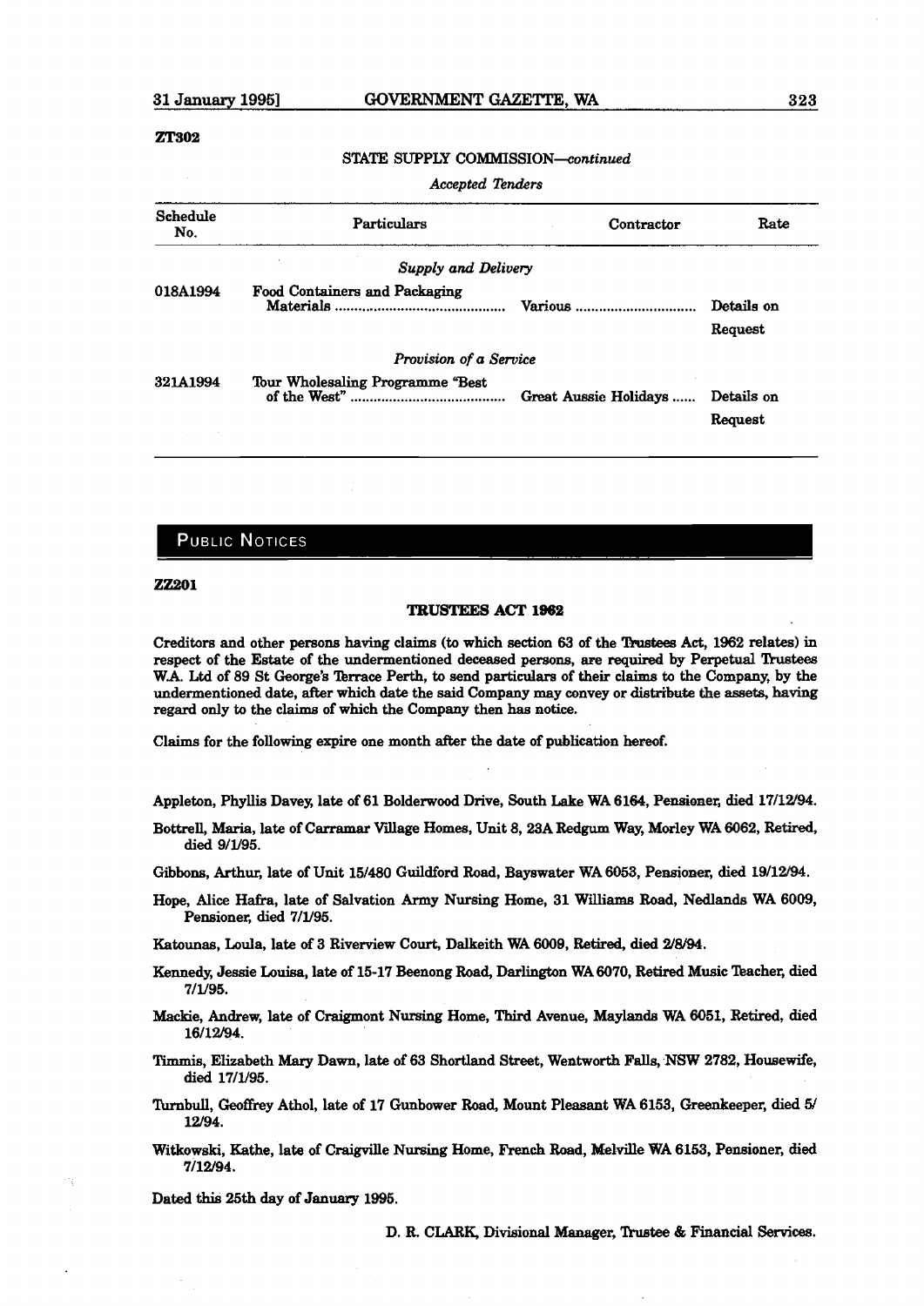ZT302

STATE SUPPLY COMMISSION—*continued*

*Accepted Tenders*

| Schedule No. | Particulars | Contractor | Rate |
|---|---|---|---|
| | *Supply and Delivery* | | |
| 018A1994 | Food Containers and Packaging Materials | Various | Details on Request |
| | *Provision of a Service* | | |
| 321A1994 | Tour Wholesaling Programme "Best of the West" | Great Aussie Holidays | Details on Request |

## PUBLIC NOTICES

ZZ201

### TRUSTEES ACT 1962

Creditors and other persons having claims (to which section 63 of the Trustees Act, 1962 relates) in respect of the Estate of the undermentioned deceased persons, are required by Perpetual Trustees W.A. Ltd of 89 St George's Terrace Perth, to send particulars of their claims to the Company, by the undermentioned date, after which date the said Company may convey or distribute the assets, having regard only to the claims of which the Company then has notice.

Claims for the following expire one month after the date of publication hereof.

Appleton, Phyllis Davey, late of 61 Bolderwood Drive, South Lake WA 6164, Pensioner, died 17/12/94.

Bottrell, Maria, late of Carramar Village Homes, Unit 8, 23A Redgum Way, Morley WA 6062, Retired, died 9/1/95.

Gibbons, Arthur, late of Unit 15/480 Guildford Road, Bayswater WA 6053, Pensioner, died 19/12/94.

Hope, Alice Hafra, late of Salvation Army Nursing Home, 31 Williams Road, Nedlands WA 6009, Pensioner, died 7/1/95.

Katounas, Loula, late of 3 Riverview Court, Dalkeith WA 6009, Retired, died 2/8/94.

Kennedy, Jessie Louisa, late of 15-17 Beenong Road, Darlington WA 6070, Retired Music Teacher, died 7/1/95.

Mackie, Andrew, late of Craigmont Nursing Home, Third Avenue, Maylands WA 6051, Retired, died 16/12/94.

Timmis, Elizabeth Mary Dawn, late of 63 Shortland Street, Wentworth Falls, NSW 2782, Housewife, died 17/1/95.

Turnbull, Geoffrey Athol, late of 17 Gunbower Road, Mount Pleasant WA 6153, Greenkeeper, died 5/12/94.

Witkowski, Kathe, late of Craigville Nursing Home, French Road, Melville WA 6153, Pensioner, died 7/12/94.

Dated this 25th day of January 1995.

D. R. CLARK, Divisional Manager, Trustee & Financial Services.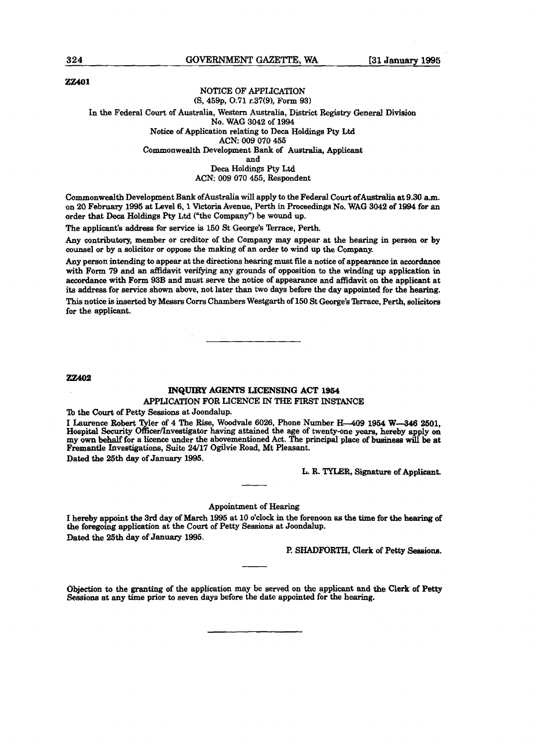**ZZ401**

NOTICE OF APPLICATION
(S, 459p, O.71 r.37(9), Form 93)

In the Federal Court of Australia, Western Australia, District Registry General Division
No. WAG 3042 of 1994
Notice of Application relating to Deca Holdings Pty Ltd
ACN: 009 070 455
Commonwealth Development Bank of Australia, Applicant
and
Deca Holdings Pty Ltd
ACN: 009 070 455, Respondent

Commonwealth Development Bank of Australia will apply to the Federal Court of Australia at 9.30 a.m. on 20 February 1995 at Level 6, 1 Victoria Avenue, Perth in Proceedings No. WAG 3042 of 1994 for an order that Deca Holdings Pty Ltd ("the Company") be wound up.

The applicant's address for service is 150 St George's Terrace, Perth.

Any contributory, member or creditor of the Company may appear at the hearing in person or by counsel or by a solicitor or oppose the making of an order to wind up the Company.

Any person intending to appear at the directions hearing must file a notice of appearance in accordance with Form 79 and an affidavit verifying any grounds of opposition to the winding up application in accordance with Form 93B and must serve the notice of appearance and affidavit on the applicant at its address for service shown above, not later than two days before the day appointed for the hearing.

This notice is inserted by Messrs Corrs Chambers Westgarth of 150 St George's Terrace, Perth, solicitors for the applicant.

---

**ZZ402**

**INQUIRY AGENTS LICENSING ACT 1954**

APPLICATION FOR LICENCE IN THE FIRST INSTANCE

To the Court of Petty Sessions at Joondalup.

I Laurence Robert Tyler of 4 The Rise, Woodvale 6026, Phone Number H—409 1954 W—346 2501, Hospital Security Officer/Investigator having attained the age of twenty-one years, hereby apply on my own behalf for a licence under the abovementioned Act. The principal place of business will be at Fremantle Investigations, Suite 24/17 Ogilvie Road, Mt Pleasant.

Dated the 25th day of January 1995.

L. R. TYLER, Signature of Applicant.

---

Appointment of Hearing

I hereby appoint the 3rd day of March 1995 at 10 o'clock in the forenoon as the time for the hearing of the foregoing application at the Court of Petty Sessions at Joondalup.

Dated the 25th day of January 1995.

P. SHADFORTH, Clerk of Petty Sessions.

---

Objection to the granting of the application may be served on the applicant and the Clerk of Petty Sessions at any time prior to seven days before the date appointed for the hearing.

---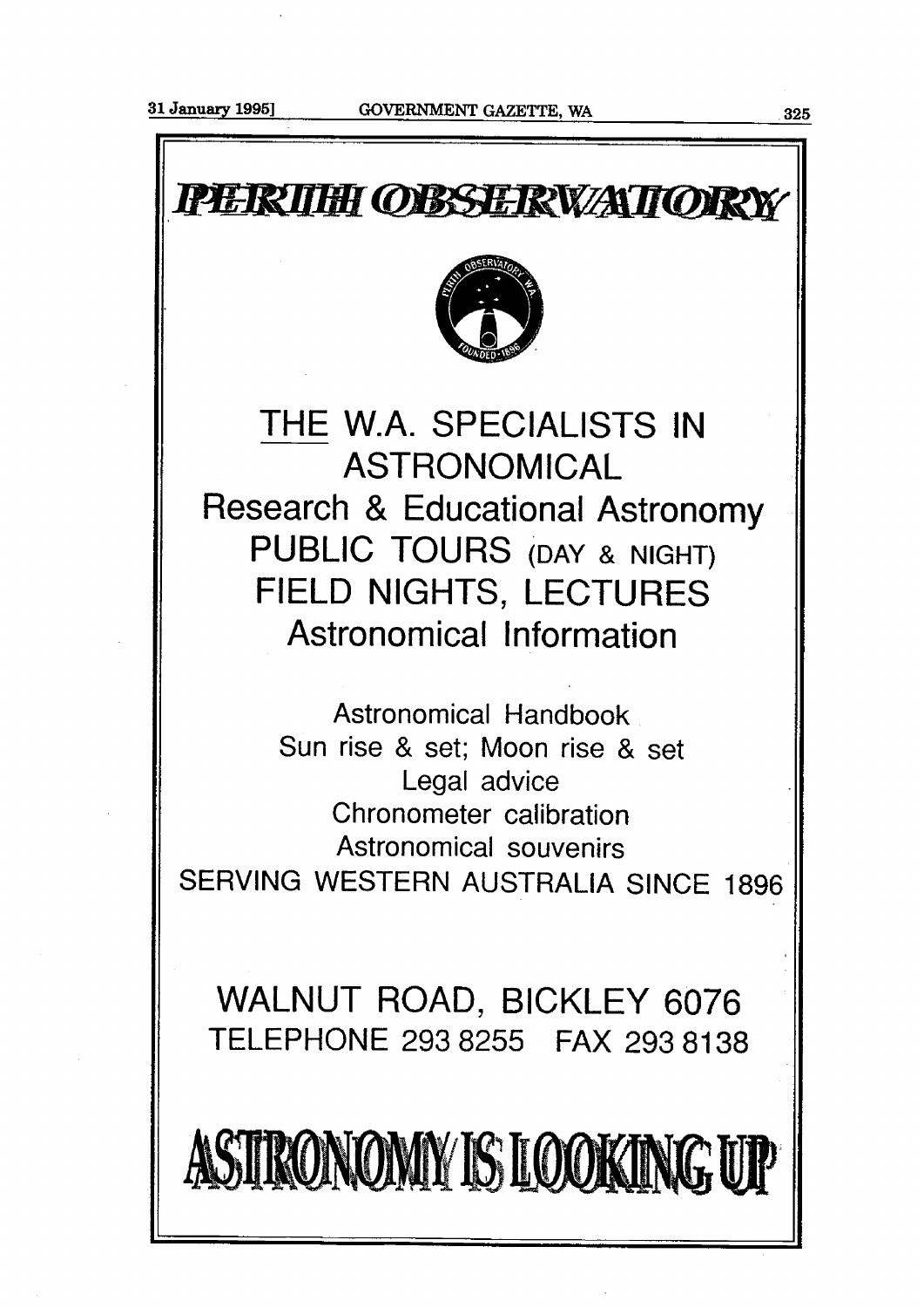# PERTH OBSERVATORY

THE W.A. SPECIALISTS IN ASTRONOMICAL

Research & Educational Astronomy

PUBLIC TOURS (DAY & NIGHT)

FIELD NIGHTS, LECTURES

Astronomical Information

Astronomical Handbook

Sun rise & set; Moon rise & set

Legal advice

Chronometer calibration

Astronomical souvenirs

SERVING WESTERN AUSTRALIA SINCE 1896

WALNUT ROAD, BICKLEY 6076

TELEPHONE 293 8255 FAX 293 8138

**ASTRONOMY IS LOOKING UP**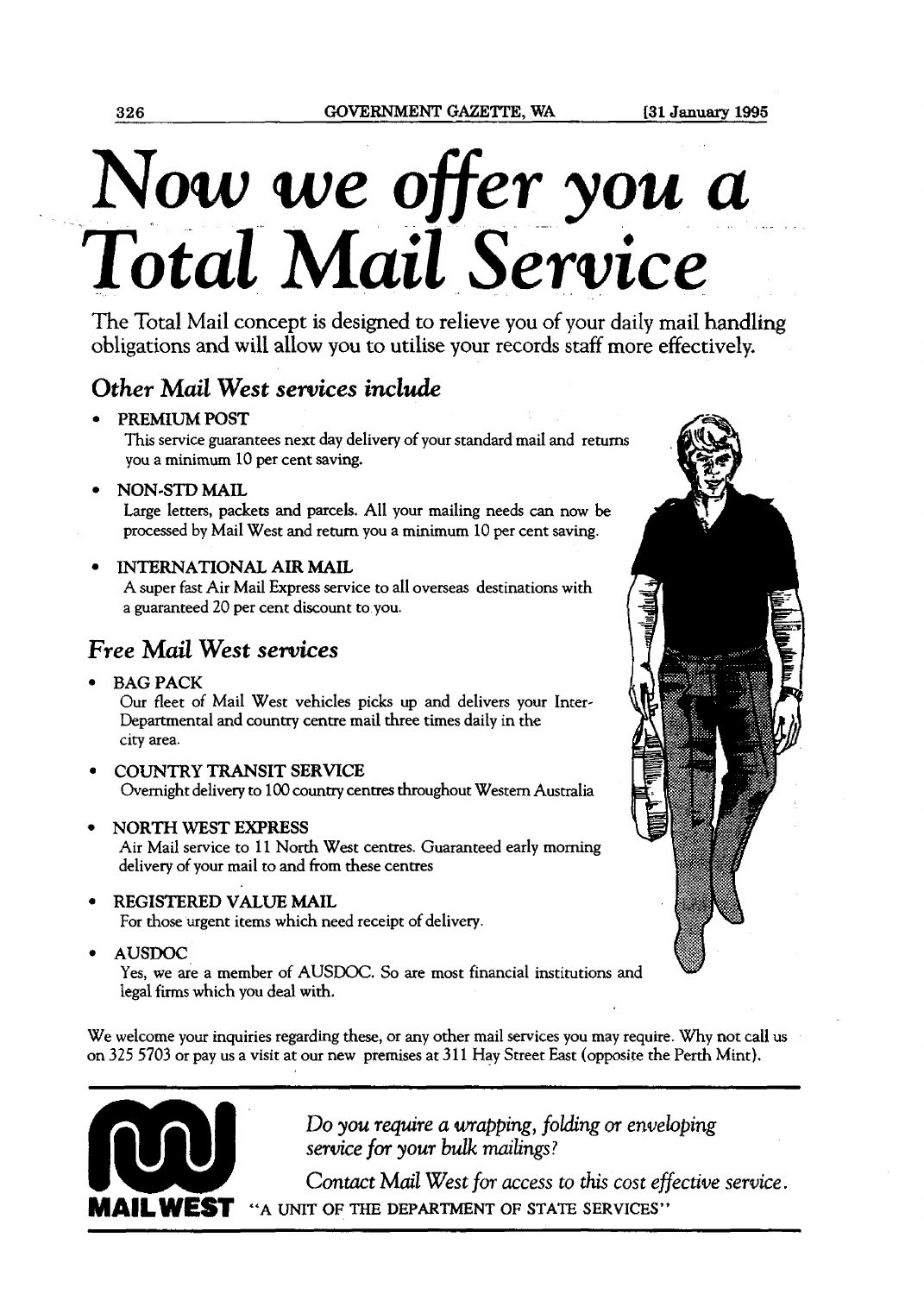# *Now we offer you a Total Mail Service*

The Total Mail concept is designed to relieve you of your daily mail handling obligations and will allow you to utilise your records staff more effectively.

## *Other Mail West services include*

- PREMIUM POST
  This service guarantees next day delivery of your standard mail and returns you a minimum 10 per cent saving.
- NON-STD MAIL
  Large letters, packets and parcels. All your mailing needs can now be processed by Mail West and return you a minimum 10 per cent saving.
- INTERNATIONAL AIR MAIL
  A super fast Air Mail Express service to all overseas destinations with a guaranteed 20 per cent discount to you.

## *Free Mail West services*

- BAG PACK
  Our fleet of Mail West vehicles picks up and delivers your Inter-Departmental and country centre mail three times daily in the city area.
- COUNTRY TRANSIT SERVICE
  Overnight delivery to 100 country centres throughout Western Australia
- NORTH WEST EXPRESS
  Air Mail service to 11 North West centres. Guaranteed early morning delivery of your mail to and from these centres
- REGISTERED VALUE MAIL
  For those urgent items which need receipt of delivery.
- AUSDOC
  Yes, we are a member of AUSDOC. So are most financial institutions and legal firms which you deal with.

We welcome your inquiries regarding these, or any other mail services you may require. Why not call us on 325 5703 or pay us a visit at our new premises at 311 Hay Street East (opposite the Perth Mint).

*Do you require a wrapping, folding or enveloping service for your bulk mailings?*

*Contact Mail West for access to this cost effective service.*

**MAIL WEST** "A UNIT OF THE DEPARTMENT OF STATE SERVICES"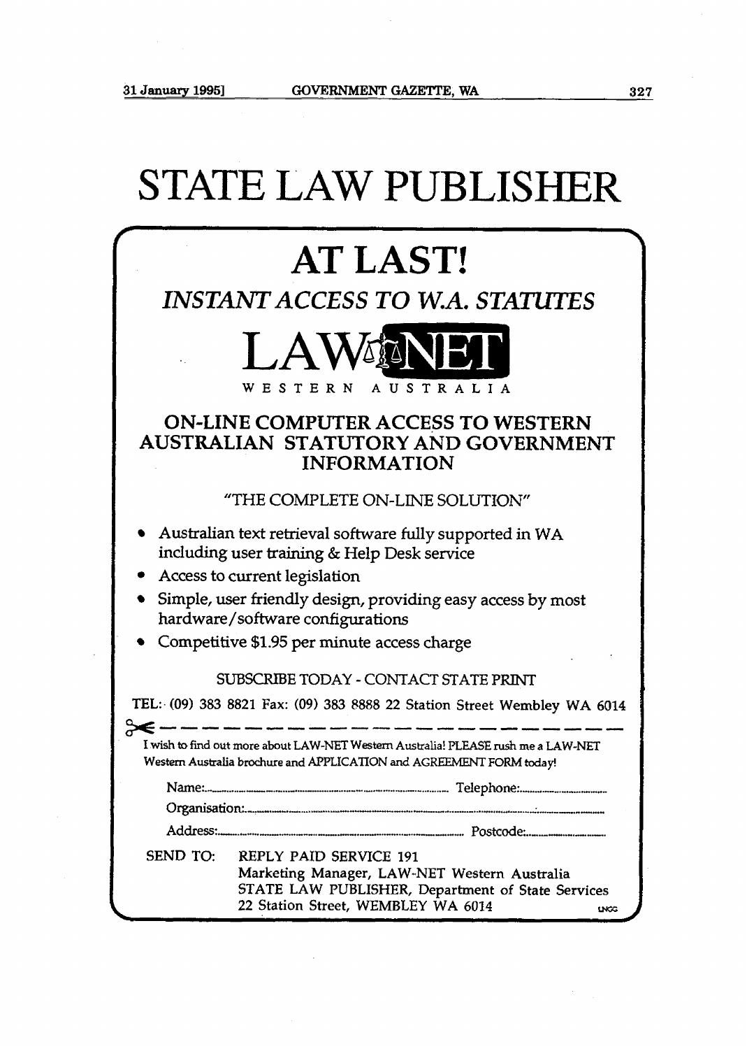# STATE LAW PUBLISHER

## AT LAST!

### *INSTANT ACCESS TO W.A. STATUTES*

**LAW NET**

WESTERN AUSTRALIA

### ON-LINE COMPUTER ACCESS TO WESTERN AUSTRALIAN STATUTORY AND GOVERNMENT INFORMATION

"THE COMPLETE ON-LINE SOLUTION"

- Australian text retrieval software fully supported in WA including user training & Help Desk service
- Access to current legislation
- Simple, user friendly design, providing easy access by most hardware/software configurations
- Competitive $1.95 per minute access charge

SUBSCRIBE TODAY - CONTACT STATE PRINT

TEL: (09) 383 8821 Fax: (09) 383 8888 22 Station Street Wembley WA 6014

---

I wish to find out more about LAW-NET Western Australia! PLEASE rush me a LAW-NET Western Australia brochure and APPLICATION and AGREEMENT FORM today!

Name:........................................ Telephone:....................

Organisation:........................................

Address:........................................ Postcode:....................

SEND TO: REPLY PAID SERVICE 191
Marketing Manager, LAW-NET Western Australia
STATE LAW PUBLISHER, Department of State Services
22 Station Street, WEMBLEY WA 6014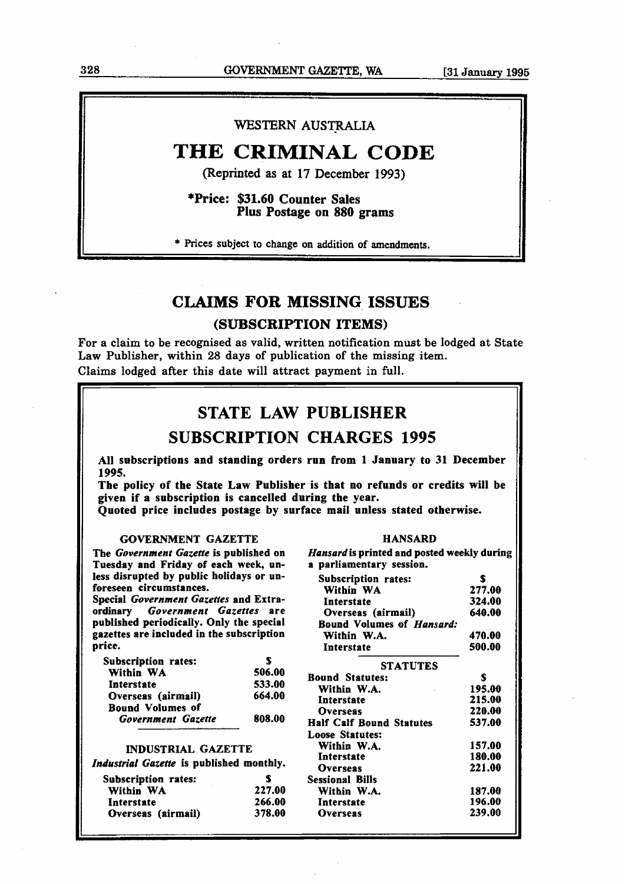WESTERN AUSTRALIA

# THE CRIMINAL CODE

(Reprinted as at 17 December 1993)

**\*Price: $31.60 Counter Sales**
**Plus Postage on 880 grams**

\* Prices subject to change on addition of amendments.

## CLAIMS FOR MISSING ISSUES

### (SUBSCRIPTION ITEMS)

For a claim to be recognised as valid, written notification must be lodged at State Law Publisher, within 28 days of publication of the missing item.

Claims lodged after this date will attract payment in full.

## STATE LAW PUBLISHER

## SUBSCRIPTION CHARGES 1995

**All subscriptions and standing orders run from 1 January to 31 December 1995.**

**The policy of the State Law Publisher is that no refunds or credits will be given if a subscription is cancelled during the year.**

**Quoted price includes postage by surface mail unless stated otherwise.**

### GOVERNMENT GAZETTE

The *Government Gazette* is published on Tuesday and Friday of each week, unless disrupted by public holidays or unforeseen circumstances.

Special *Government Gazettes* and Extraordinary *Government Gazettes* are published periodically. Only the special gazettes are included in the subscription price.

| Subscription rates: | $ |
|---|---|
| Within WA | 506.00 |
| Interstate | 533.00 |
| Overseas (airmail) | 664.00 |
| Bound Volumes of *Government Gazette* | 808.00 |

### INDUSTRIAL GAZETTE

*Industrial Gazette* is published monthly.

| Subscription rates: | $ |
|---|---|
| Within WA | 227.00 |
| Interstate | 266.00 |
| Overseas (airmail) | 378.00 |

### HANSARD

*Hansard* is printed and posted weekly during a parliamentary session.

| Subscription rates: | $ |
|---|---|
| Within WA | 277.00 |
| Interstate | 324.00 |
| Overseas (airmail) | 640.00 |
| Bound Volumes of *Hansard*: | |
| Within W.A. | 470.00 |
| Interstate | 500.00 |

### STATUTES

| | $ |
|---|---|
| Bound Statutes: | |
| Within W.A. | 195.00 |
| Interstate | 215.00 |
| Overseas | 220.00 |
| Half Calf Bound Statutes | 537.00 |
| Loose Statutes: | |
| Within W.A. | 157.00 |
| Interstate | 180.00 |
| Overseas | 221.00 |
| Sessional Bills | |
| Within W.A. | 187.00 |
| Interstate | 196.00 |
| Overseas | 239.00 |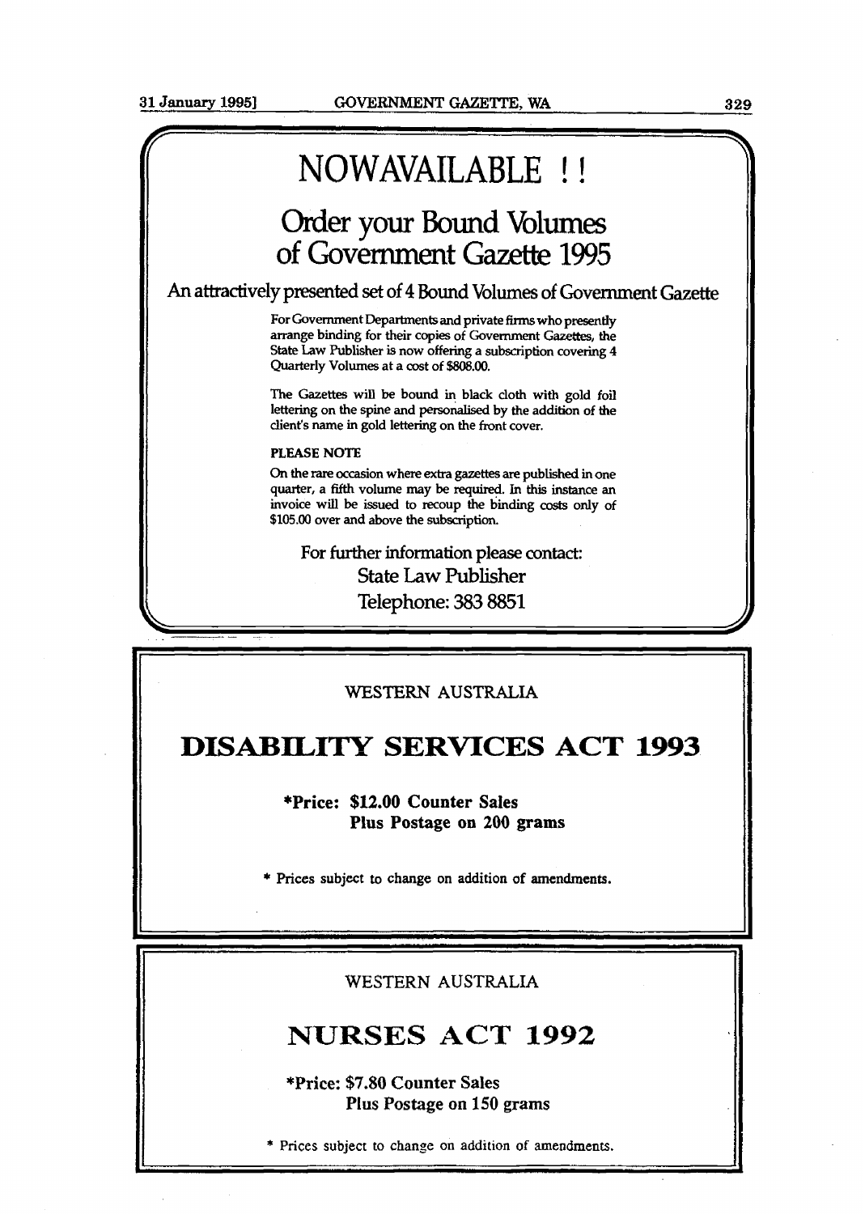# NOWAVAILABLE ! !

## Order your Bound Volumes of Government Gazette 1995

### An attractively presented set of 4 Bound Volumes of Government Gazette

For Government Departments and private firms who presently arrange binding for their copies of Government Gazettes, the State Law Publisher is now offering a subscription covering 4 Quarterly Volumes at a cost of $808.00.

The Gazettes will be bound in black cloth with gold foil lettering on the spine and personalised by the addition of the client's name in gold lettering on the front cover.

**PLEASE NOTE**

On the rare occasion where extra gazettes are published in one quarter, a fifth volume may be required. In this instance an invoice will be issued to recoup the binding costs only of $105.00 over and above the subscription.

For further information please contact:
State Law Publisher
Telephone: 383 8851

---

WESTERN AUSTRALIA

# DISABILITY SERVICES ACT 1993

**\*Price: $12.00 Counter Sales**
**Plus Postage on 200 grams**

\* Prices subject to change on addition of amendments.

---

WESTERN AUSTRALIA

# NURSES ACT 1992

**\*Price: $7.80 Counter Sales**
**Plus Postage on 150 grams**

\* Prices subject to change on addition of amendments.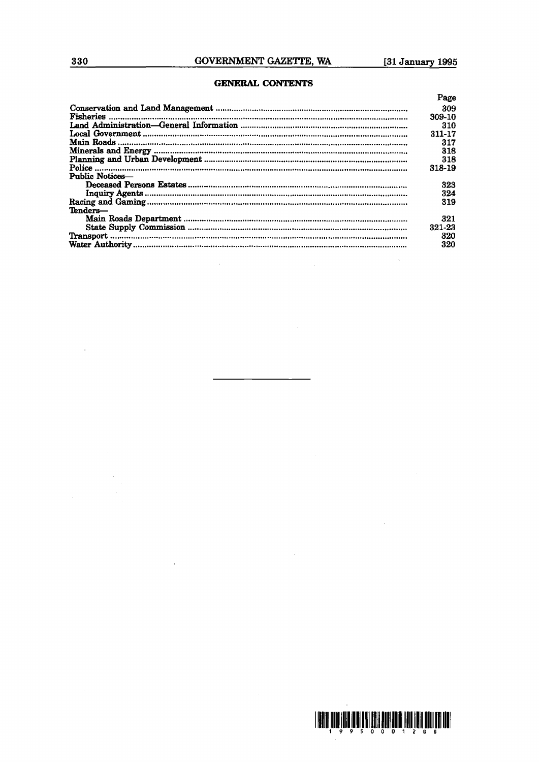## GENERAL CONTENTS

| | Page |
|---|---|
| Conservation and Land Management | 309 |
| Fisheries | 309-10 |
| Land Administration—General Information | 310 |
| Local Government | 311-17 |
| Main Roads | 317 |
| Minerals and Energy | 318 |
| Planning and Urban Development | 318 |
| Police | 318-19 |
| Public Notices— | |
| Deceased Persons Estates | 323 |
| Inquiry Agents | 324 |
| Racing and Gaming | 319 |
| Tenders— | |
| Main Roads Department | 321 |
| State Supply Commission | 321-23 |
| Transport | 320 |
| Water Authority | 320 |